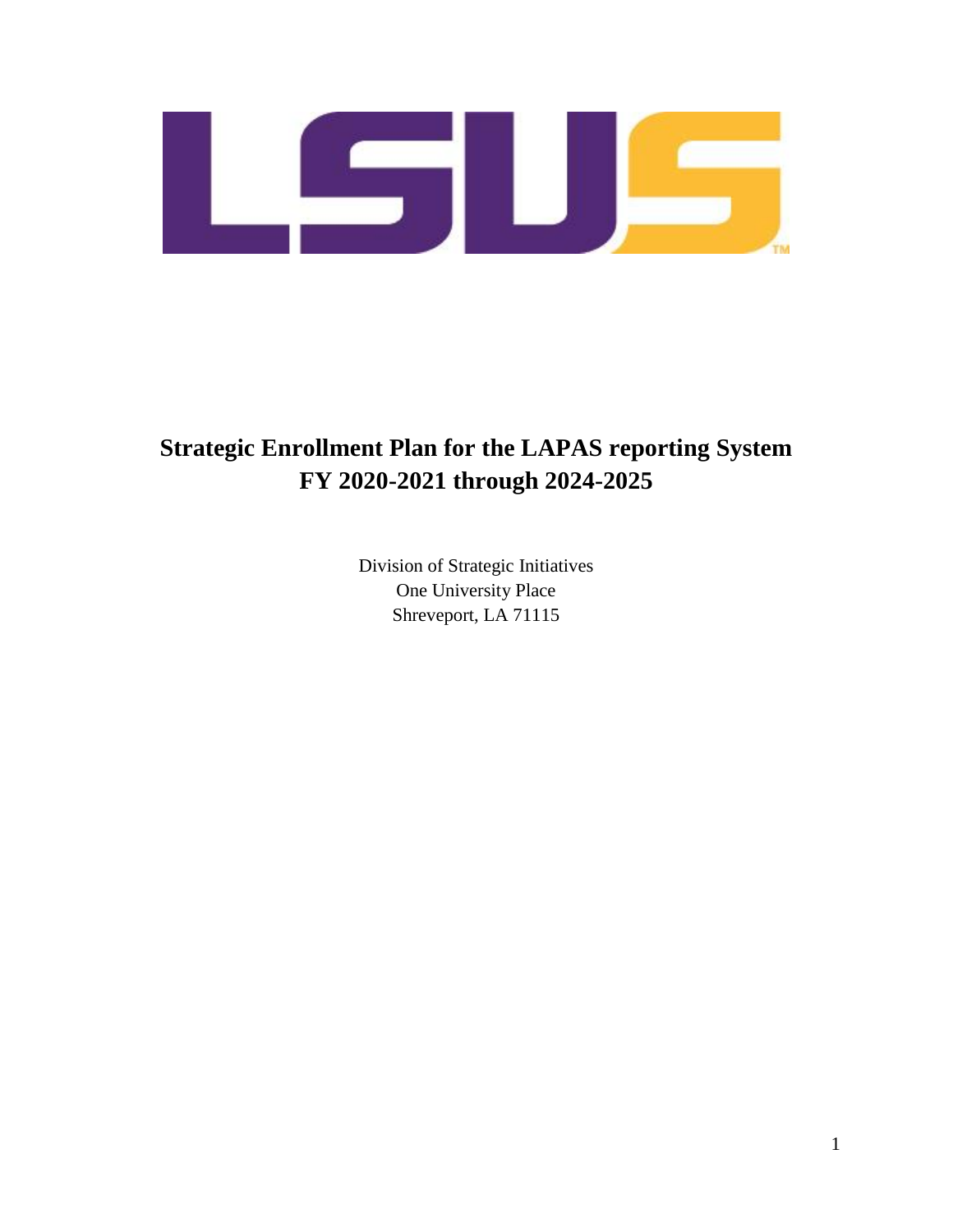# Strategic Enrollment Plan for the LAPAS reporting System FY 2020-2021 through 2024-2025

Division of Strategic Initiatives
One University Place
Shreveport, LA 71115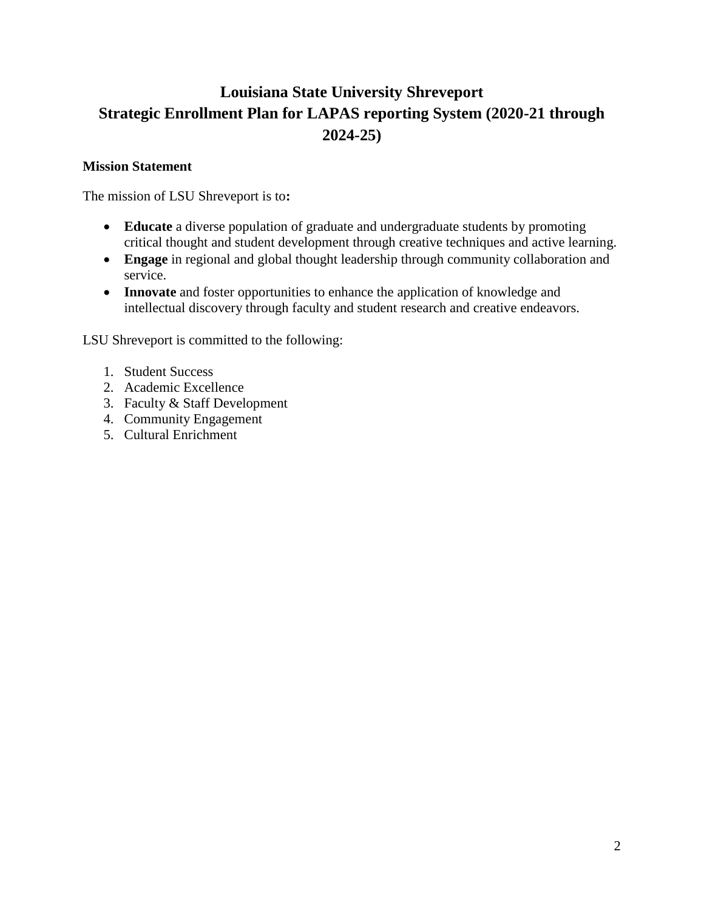# Louisiana State University Shreveport
# Strategic Enrollment Plan for LAPAS reporting System (2020-21 through 2024-25)

**Mission Statement**

The mission of LSU Shreveport is to**:**

- **Educate** a diverse population of graduate and undergraduate students by promoting critical thought and student development through creative techniques and active learning.
- **Engage** in regional and global thought leadership through community collaboration and service.
- **Innovate** and foster opportunities to enhance the application of knowledge and intellectual discovery through faculty and student research and creative endeavors.

LSU Shreveport is committed to the following:

1. Student Success
2. Academic Excellence
3. Faculty & Staff Development
4. Community Engagement
5. Cultural Enrichment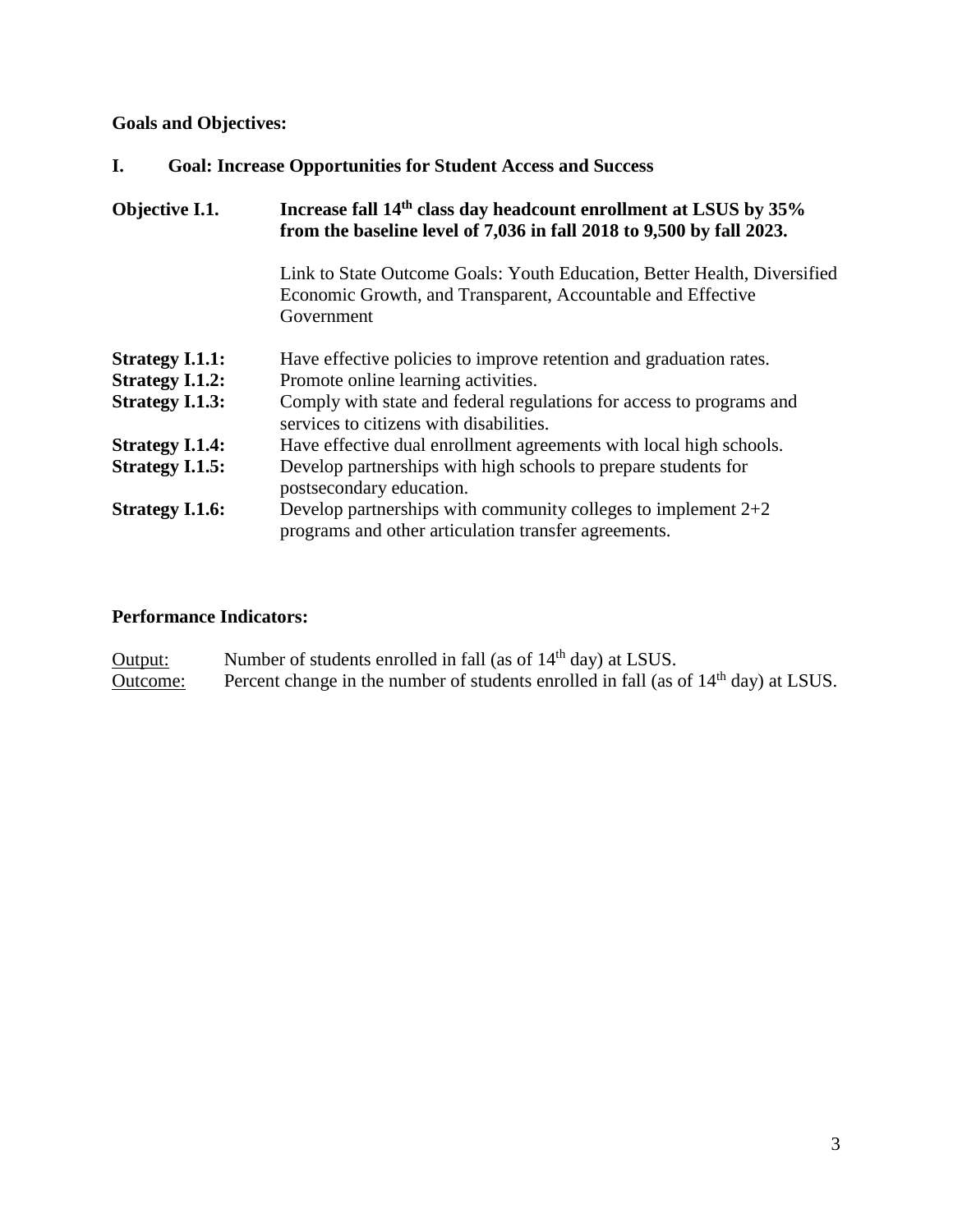**Goals and Objectives:**

## I. Goal: Increase Opportunities for Student Access and Success

**Objective I.1.** **Increase fall 14th class day headcount enrollment at LSUS by 35% from the baseline level of 7,036 in fall 2018 to 9,500 by fall 2023.**

Link to State Outcome Goals: Youth Education, Better Health, Diversified Economic Growth, and Transparent, Accountable and Effective Government

**Strategy I.1.1:** Have effective policies to improve retention and graduation rates.
**Strategy I.1.2:** Promote online learning activities.
**Strategy I.1.3:** Comply with state and federal regulations for access to programs and services to citizens with disabilities.
**Strategy I.1.4:** Have effective dual enrollment agreements with local high schools.
**Strategy I.1.5:** Develop partnerships with high schools to prepare students for postsecondary education.
**Strategy I.1.6:** Develop partnerships with community colleges to implement 2+2 programs and other articulation transfer agreements.

**Performance Indicators:**

Output: Number of students enrolled in fall (as of 14th day) at LSUS.
Outcome: Percent change in the number of students enrolled in fall (as of 14th day) at LSUS.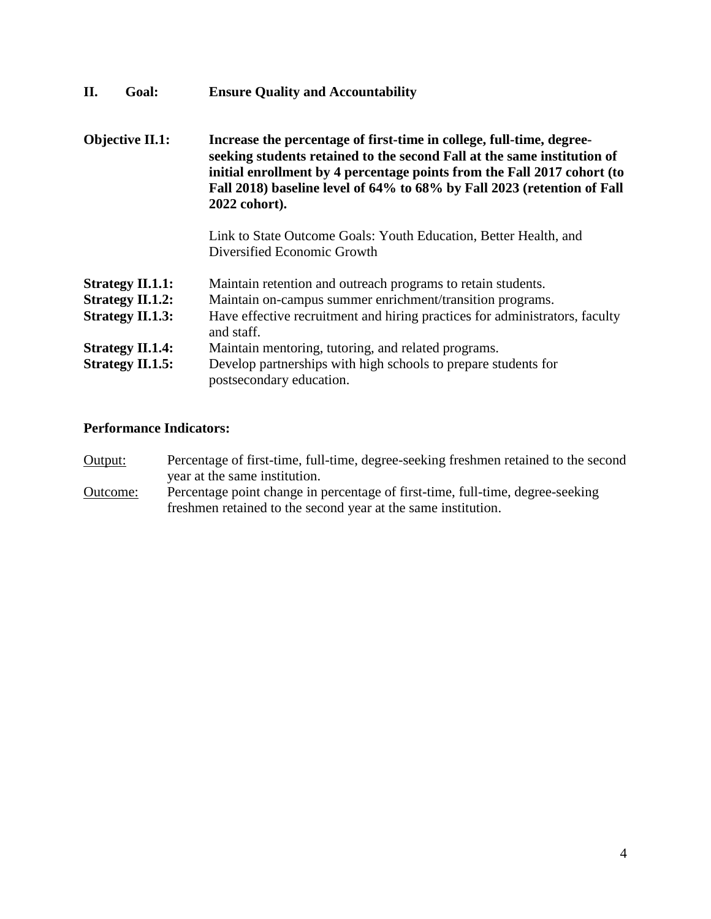## II. Goal: Ensure Quality and Accountability

**Objective II.1:** **Increase the percentage of first-time in college, full-time, degree-seeking students retained to the second Fall at the same institution of initial enrollment by 4 percentage points from the Fall 2017 cohort (to Fall 2018) baseline level of 64% to 68% by Fall 2023 (retention of Fall 2022 cohort).**

Link to State Outcome Goals: Youth Education, Better Health, and Diversified Economic Growth

**Strategy II.1.1:** Maintain retention and outreach programs to retain students.
**Strategy II.1.2:** Maintain on-campus summer enrichment/transition programs.
**Strategy II.1.3:** Have effective recruitment and hiring practices for administrators, faculty and staff.
**Strategy II.1.4:** Maintain mentoring, tutoring, and related programs.
**Strategy II.1.5:** Develop partnerships with high schools to prepare students for postsecondary education.

**Performance Indicators:**

Output: Percentage of first-time, full-time, degree-seeking freshmen retained to the second year at the same institution.
Outcome: Percentage point change in percentage of first-time, full-time, degree-seeking freshmen retained to the second year at the same institution.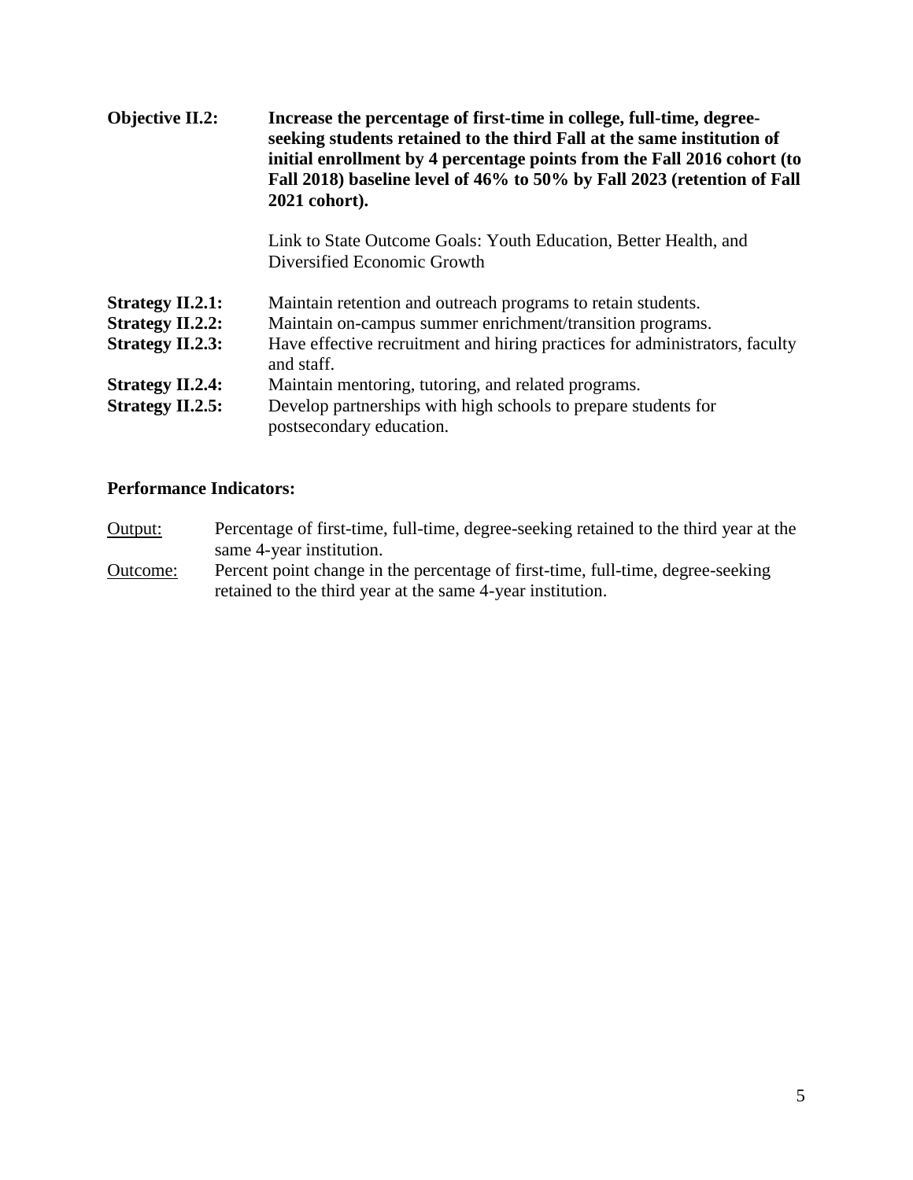**Objective II.2:** **Increase the percentage of first-time in college, full-time, degree-seeking students retained to the third Fall at the same institution of initial enrollment by 4 percentage points from the Fall 2016 cohort (to Fall 2018) baseline level of 46% to 50% by Fall 2023 (retention of Fall 2021 cohort).**

Link to State Outcome Goals: Youth Education, Better Health, and Diversified Economic Growth

**Strategy II.2.1:** Maintain retention and outreach programs to retain students.

**Strategy II.2.2:** Maintain on-campus summer enrichment/transition programs.

**Strategy II.2.3:** Have effective recruitment and hiring practices for administrators, faculty and staff.

**Strategy II.2.4:** Maintain mentoring, tutoring, and related programs.

**Strategy II.2.5:** Develop partnerships with high schools to prepare students for postsecondary education.

**Performance Indicators:**

<u>Output:</u> Percentage of first-time, full-time, degree-seeking retained to the third year at the same 4-year institution.

<u>Outcome:</u> Percent point change in the percentage of first-time, full-time, degree-seeking retained to the third year at the same 4-year institution.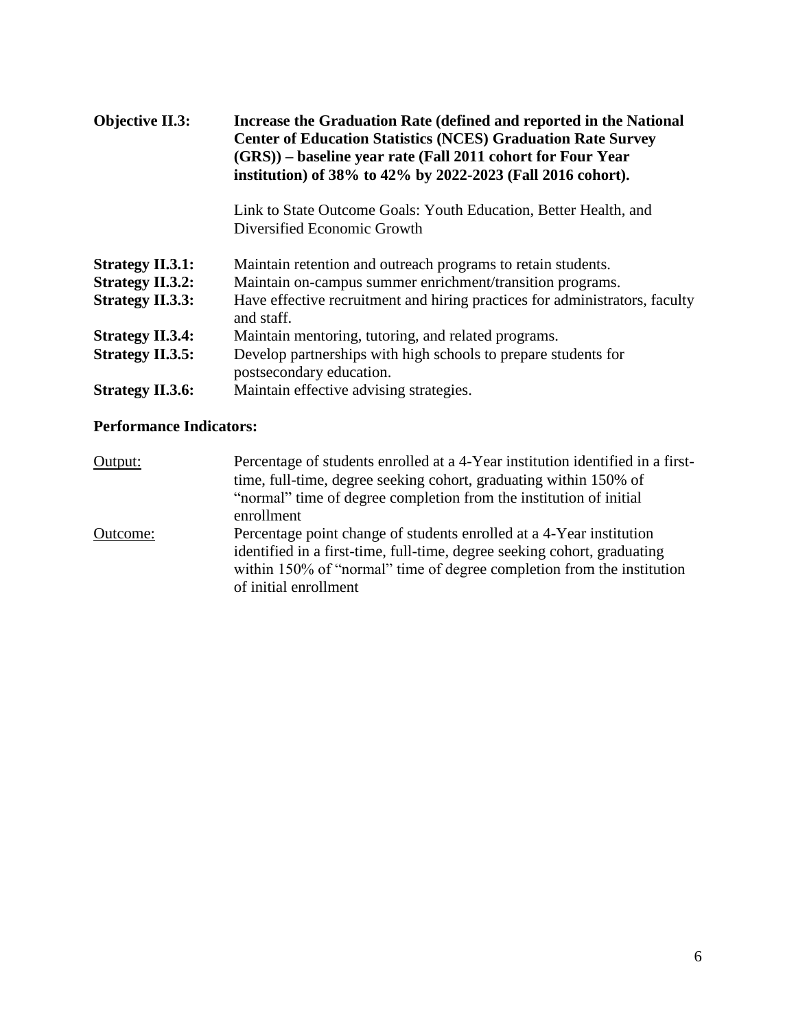**Objective II.3:** **Increase the Graduation Rate (defined and reported in the National Center of Education Statistics (NCES) Graduation Rate Survey (GRS)) – baseline year rate (Fall 2011 cohort for Four Year institution) of 38% to 42% by 2022-2023 (Fall 2016 cohort).**

Link to State Outcome Goals: Youth Education, Better Health, and Diversified Economic Growth

**Strategy II.3.1:** Maintain retention and outreach programs to retain students.
**Strategy II.3.2:** Maintain on-campus summer enrichment/transition programs.
**Strategy II.3.3:** Have effective recruitment and hiring practices for administrators, faculty and staff.
**Strategy II.3.4:** Maintain mentoring, tutoring, and related programs.
**Strategy II.3.5:** Develop partnerships with high schools to prepare students for postsecondary education.
**Strategy II.3.6:** Maintain effective advising strategies.

**Performance Indicators:**

Output: Percentage of students enrolled at a 4-Year institution identified in a first-time, full-time, degree seeking cohort, graduating within 150% of "normal" time of degree completion from the institution of initial enrollment

Outcome: Percentage point change of students enrolled at a 4-Year institution identified in a first-time, full-time, degree seeking cohort, graduating within 150% of "normal" time of degree completion from the institution of initial enrollment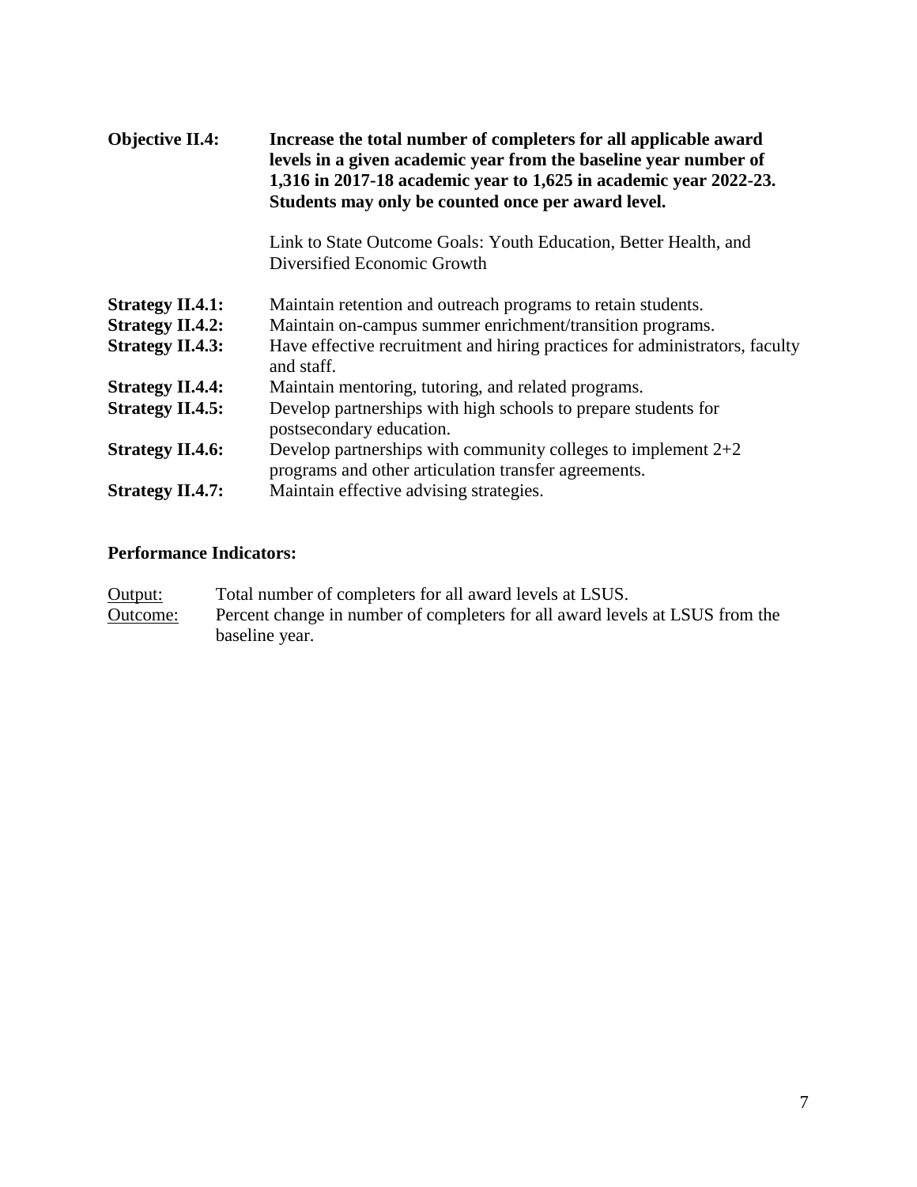**Objective II.4:** **Increase the total number of completers for all applicable award levels in a given academic year from the baseline year number of 1,316 in 2017-18 academic year to 1,625 in academic year 2022-23. Students may only be counted once per award level.**

Link to State Outcome Goals: Youth Education, Better Health, and Diversified Economic Growth

**Strategy II.4.1:** Maintain retention and outreach programs to retain students.
**Strategy II.4.2:** Maintain on-campus summer enrichment/transition programs.
**Strategy II.4.3:** Have effective recruitment and hiring practices for administrators, faculty and staff.
**Strategy II.4.4:** Maintain mentoring, tutoring, and related programs.
**Strategy II.4.5:** Develop partnerships with high schools to prepare students for postsecondary education.
**Strategy II.4.6:** Develop partnerships with community colleges to implement 2+2 programs and other articulation transfer agreements.
**Strategy II.4.7:** Maintain effective advising strategies.

**Performance Indicators:**

Output: Total number of completers for all award levels at LSUS.
Outcome: Percent change in number of completers for all award levels at LSUS from the baseline year.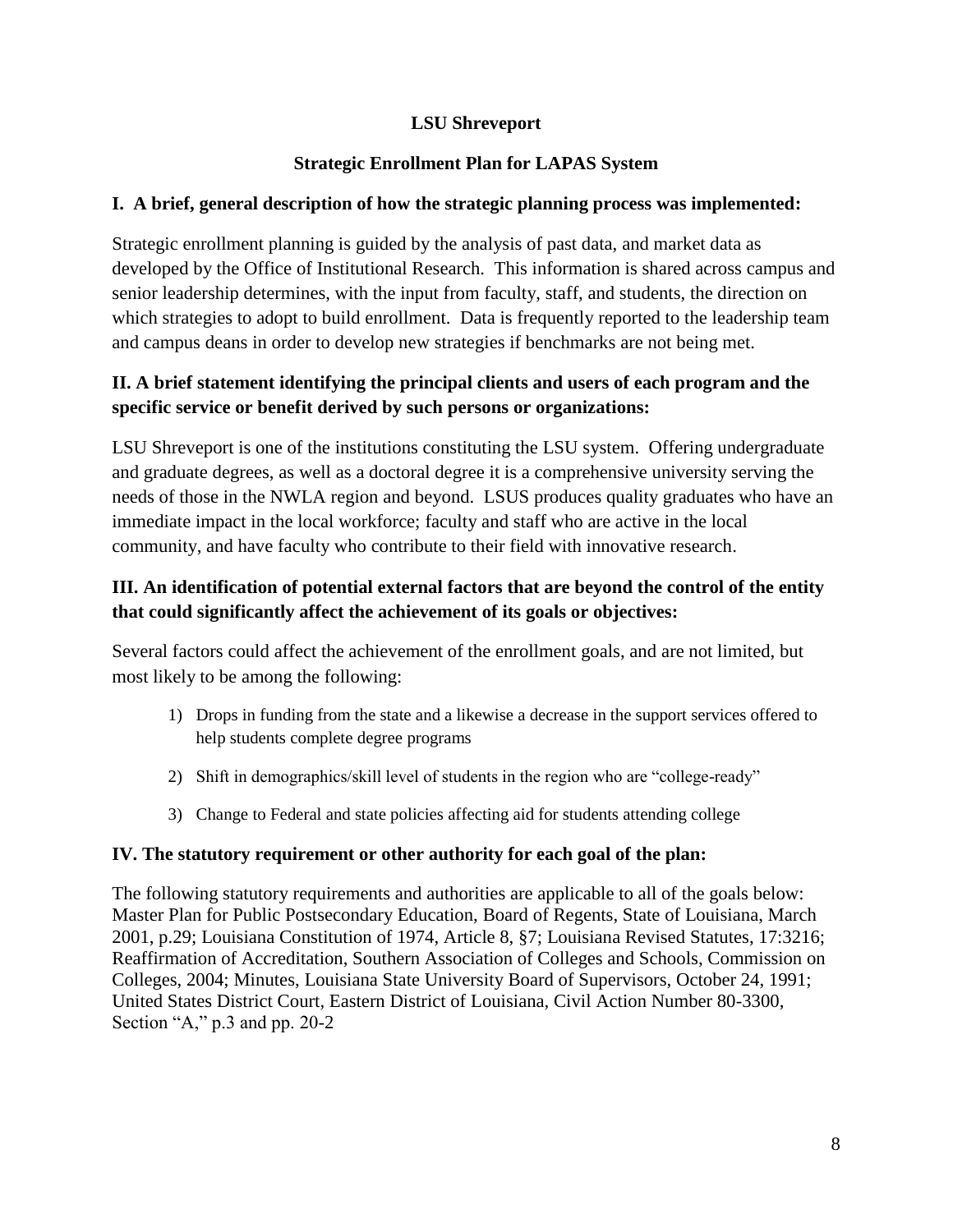# LSU Shreveport

## Strategic Enrollment Plan for LAPAS System

### I. A brief, general description of how the strategic planning process was implemented:

Strategic enrollment planning is guided by the analysis of past data, and market data as developed by the Office of Institutional Research. This information is shared across campus and senior leadership determines, with the input from faculty, staff, and students, the direction on which strategies to adopt to build enrollment. Data is frequently reported to the leadership team and campus deans in order to develop new strategies if benchmarks are not being met.

### II. A brief statement identifying the principal clients and users of each program and the specific service or benefit derived by such persons or organizations:

LSU Shreveport is one of the institutions constituting the LSU system. Offering undergraduate and graduate degrees, as well as a doctoral degree it is a comprehensive university serving the needs of those in the NWLA region and beyond. LSUS produces quality graduates who have an immediate impact in the local workforce; faculty and staff who are active in the local community, and have faculty who contribute to their field with innovative research.

### III. An identification of potential external factors that are beyond the control of the entity that could significantly affect the achievement of its goals or objectives:

Several factors could affect the achievement of the enrollment goals, and are not limited, but most likely to be among the following:

1) Drops in funding from the state and a likewise a decrease in the support services offered to help students complete degree programs
2) Shift in demographics/skill level of students in the region who are "college-ready"
3) Change to Federal and state policies affecting aid for students attending college

### IV. The statutory requirement or other authority for each goal of the plan:

The following statutory requirements and authorities are applicable to all of the goals below: Master Plan for Public Postsecondary Education, Board of Regents, State of Louisiana, March 2001, p.29; Louisiana Constitution of 1974, Article 8, §7; Louisiana Revised Statutes, 17:3216; Reaffirmation of Accreditation, Southern Association of Colleges and Schools, Commission on Colleges, 2004; Minutes, Louisiana State University Board of Supervisors, October 24, 1991; United States District Court, Eastern District of Louisiana, Civil Action Number 80-3300, Section "A," p.3 and pp. 20-2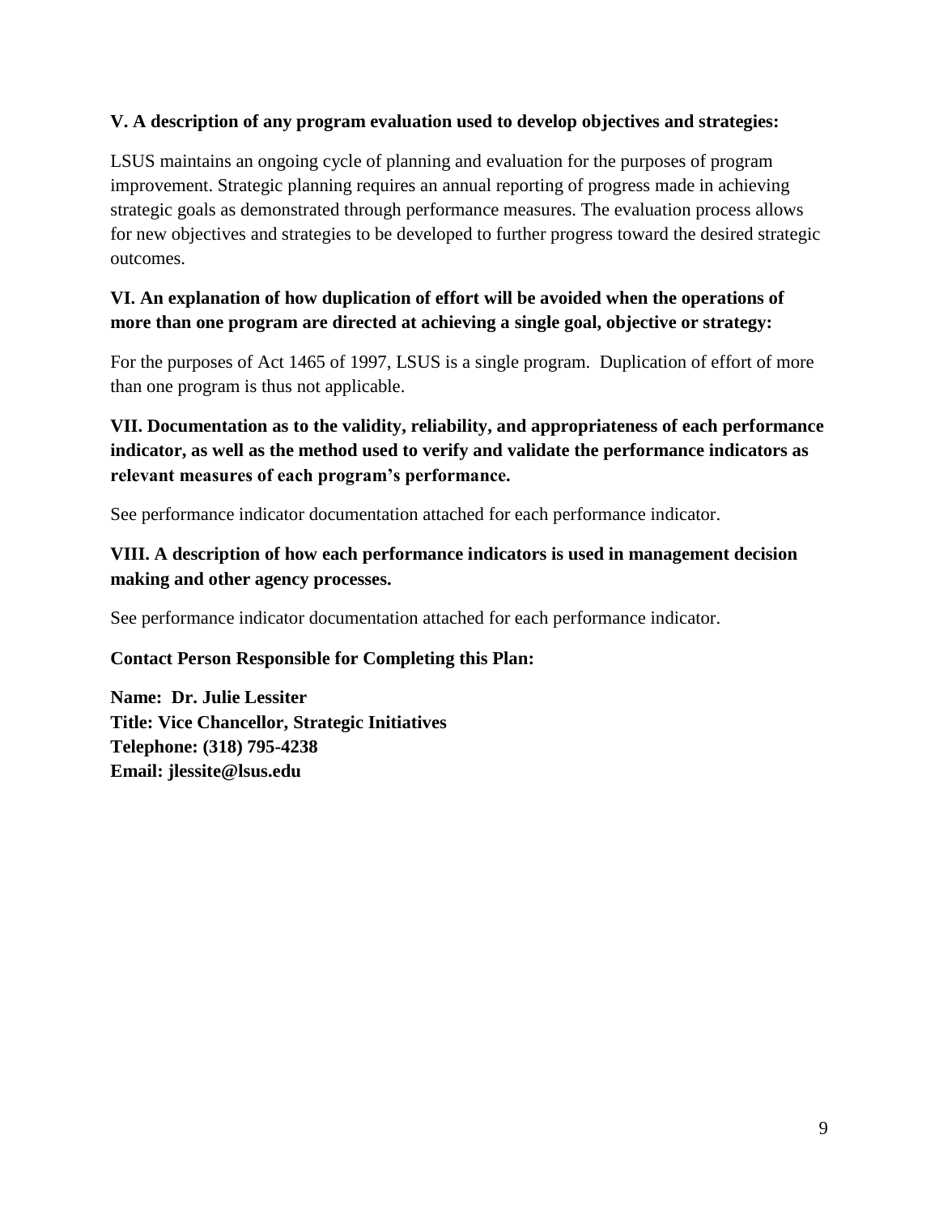**V. A description of any program evaluation used to develop objectives and strategies:**

LSUS maintains an ongoing cycle of planning and evaluation for the purposes of program improvement. Strategic planning requires an annual reporting of progress made in achieving strategic goals as demonstrated through performance measures. The evaluation process allows for new objectives and strategies to be developed to further progress toward the desired strategic outcomes.

**VI. An explanation of how duplication of effort will be avoided when the operations of more than one program are directed at achieving a single goal, objective or strategy:**

For the purposes of Act 1465 of 1997, LSUS is a single program. Duplication of effort of more than one program is thus not applicable.

**VII. Documentation as to the validity, reliability, and appropriateness of each performance indicator, as well as the method used to verify and validate the performance indicators as relevant measures of each program's performance.**

See performance indicator documentation attached for each performance indicator.

**VIII. A description of how each performance indicators is used in management decision making and other agency processes.**

See performance indicator documentation attached for each performance indicator.

**Contact Person Responsible for Completing this Plan:**

**Name: Dr. Julie Lessiter**
**Title: Vice Chancellor, Strategic Initiatives**
**Telephone: (318) 795-4238**
**Email: jlessite@lsus.edu**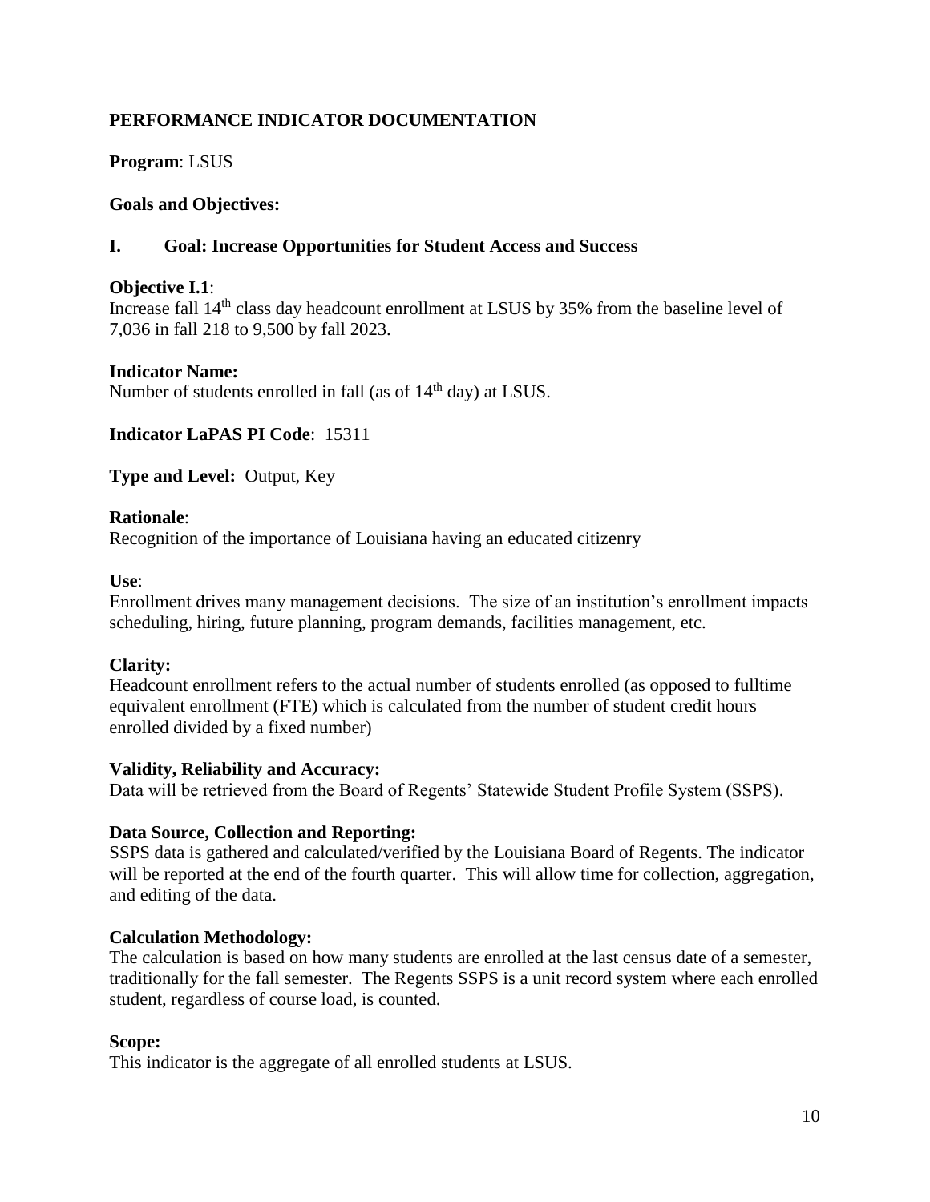## PERFORMANCE INDICATOR DOCUMENTATION

**Program**: LSUS

**Goals and Objectives:**

### I. Goal: Increase Opportunities for Student Access and Success

**Objective I.1**:
Increase fall 14th class day headcount enrollment at LSUS by 35% from the baseline level of 7,036 in fall 218 to 9,500 by fall 2023.

**Indicator Name:**
Number of students enrolled in fall (as of 14th day) at LSUS.

**Indicator LaPAS PI Code**: 15311

**Type and Level:** Output, Key

**Rationale**:
Recognition of the importance of Louisiana having an educated citizenry

**Use**:
Enrollment drives many management decisions. The size of an institution's enrollment impacts scheduling, hiring, future planning, program demands, facilities management, etc.

**Clarity:**
Headcount enrollment refers to the actual number of students enrolled (as opposed to fulltime equivalent enrollment (FTE) which is calculated from the number of student credit hours enrolled divided by a fixed number)

**Validity, Reliability and Accuracy:**
Data will be retrieved from the Board of Regents' Statewide Student Profile System (SSPS).

**Data Source, Collection and Reporting:**
SSPS data is gathered and calculated/verified by the Louisiana Board of Regents. The indicator will be reported at the end of the fourth quarter. This will allow time for collection, aggregation, and editing of the data.

**Calculation Methodology:**
The calculation is based on how many students are enrolled at the last census date of a semester, traditionally for the fall semester. The Regents SSPS is a unit record system where each enrolled student, regardless of course load, is counted.

**Scope:**
This indicator is the aggregate of all enrolled students at LSUS.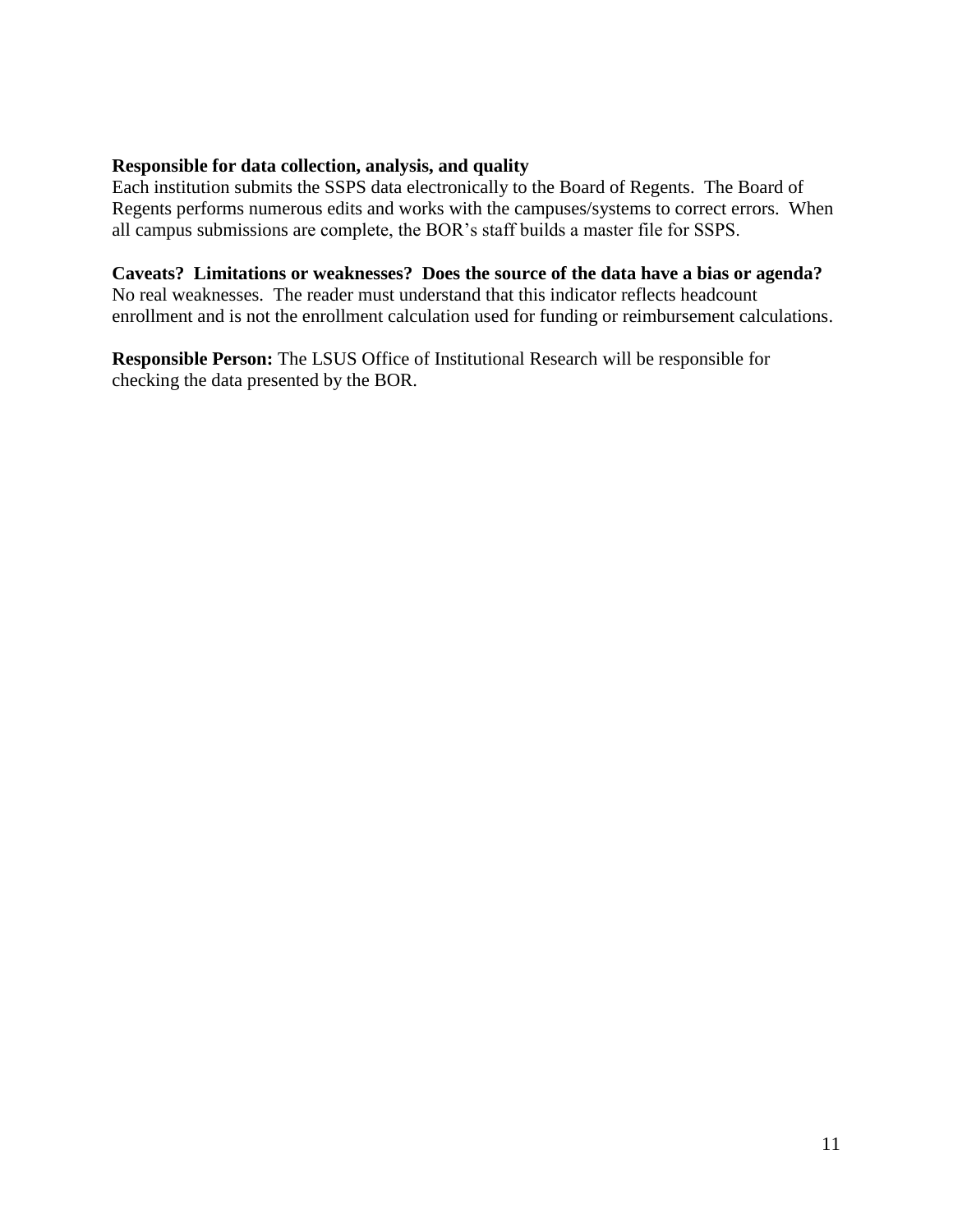**Responsible for data collection, analysis, and quality**
Each institution submits the SSPS data electronically to the Board of Regents. The Board of Regents performs numerous edits and works with the campuses/systems to correct errors. When all campus submissions are complete, the BOR's staff builds a master file for SSPS.

**Caveats? Limitations or weaknesses? Does the source of the data have a bias or agenda?**
No real weaknesses. The reader must understand that this indicator reflects headcount enrollment and is not the enrollment calculation used for funding or reimbursement calculations.

**Responsible Person:** The LSUS Office of Institutional Research will be responsible for checking the data presented by the BOR.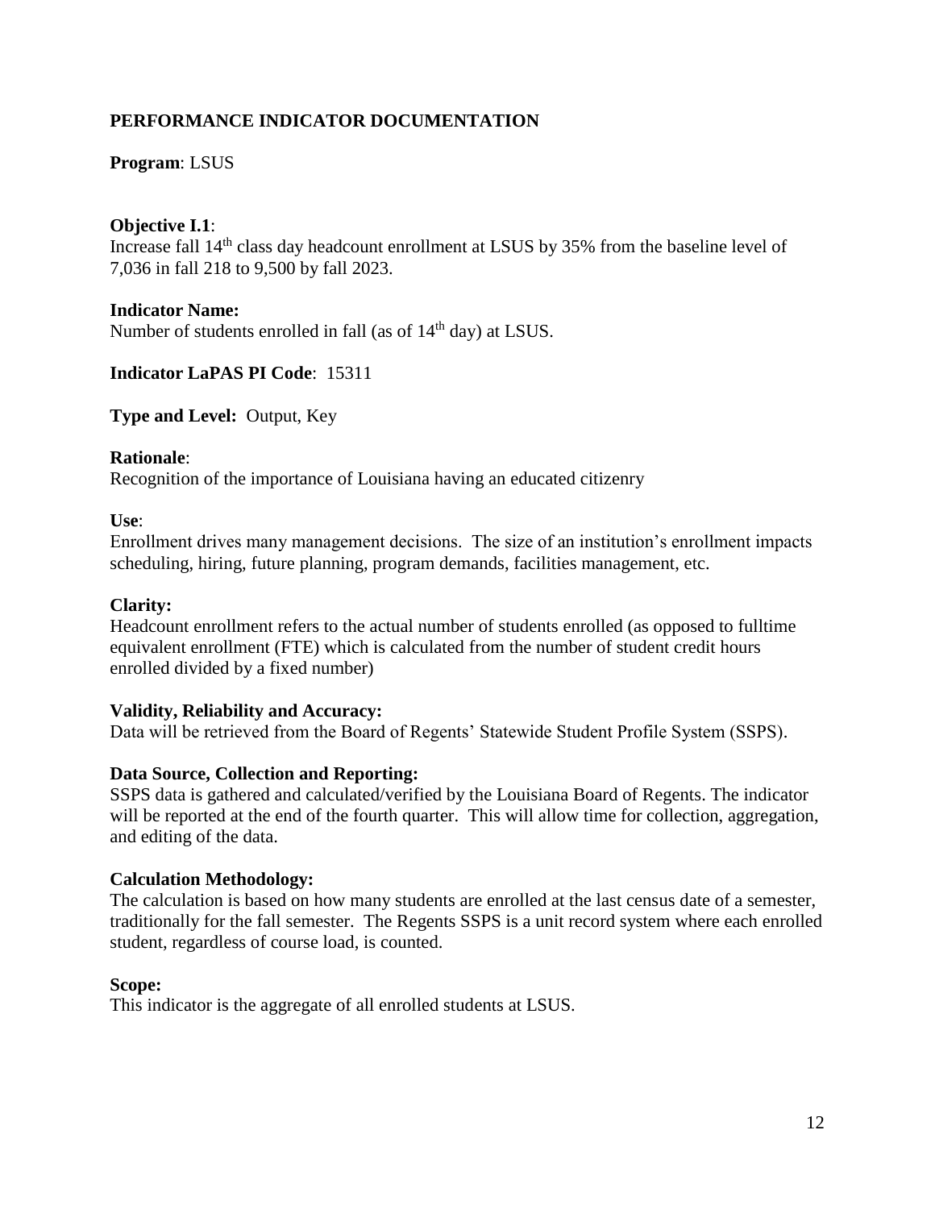## PERFORMANCE INDICATOR DOCUMENTATION

**Program**: LSUS

**Objective I.1**:
Increase fall 14th class day headcount enrollment at LSUS by 35% from the baseline level of 7,036 in fall 218 to 9,500 by fall 2023.

**Indicator Name:**
Number of students enrolled in fall (as of 14th day) at LSUS.

**Indicator LaPAS PI Code**: 15311

**Type and Level:** Output, Key

**Rationale**:
Recognition of the importance of Louisiana having an educated citizenry

**Use**:
Enrollment drives many management decisions. The size of an institution's enrollment impacts scheduling, hiring, future planning, program demands, facilities management, etc.

**Clarity:**
Headcount enrollment refers to the actual number of students enrolled (as opposed to fulltime equivalent enrollment (FTE) which is calculated from the number of student credit hours enrolled divided by a fixed number)

**Validity, Reliability and Accuracy:**
Data will be retrieved from the Board of Regents' Statewide Student Profile System (SSPS).

**Data Source, Collection and Reporting:**
SSPS data is gathered and calculated/verified by the Louisiana Board of Regents. The indicator will be reported at the end of the fourth quarter. This will allow time for collection, aggregation, and editing of the data.

**Calculation Methodology:**
The calculation is based on how many students are enrolled at the last census date of a semester, traditionally for the fall semester. The Regents SSPS is a unit record system where each enrolled student, regardless of course load, is counted.

**Scope:**
This indicator is the aggregate of all enrolled students at LSUS.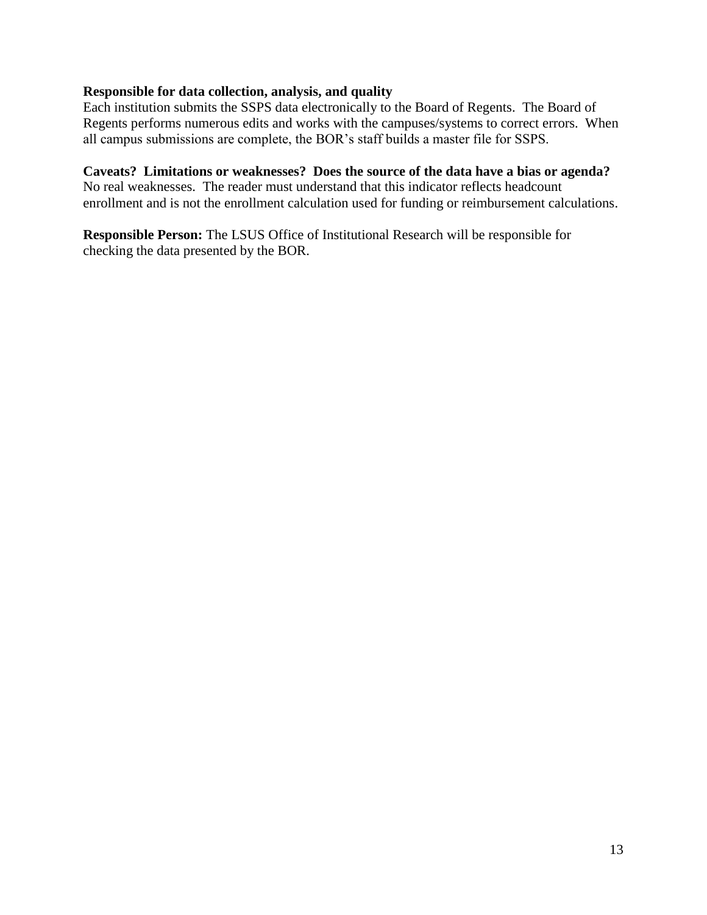**Responsible for data collection, analysis, and quality**
Each institution submits the SSPS data electronically to the Board of Regents. The Board of Regents performs numerous edits and works with the campuses/systems to correct errors. When all campus submissions are complete, the BOR's staff builds a master file for SSPS.

**Caveats? Limitations or weaknesses? Does the source of the data have a bias or agenda?**
No real weaknesses. The reader must understand that this indicator reflects headcount enrollment and is not the enrollment calculation used for funding or reimbursement calculations.

**Responsible Person:** The LSUS Office of Institutional Research will be responsible for checking the data presented by the BOR.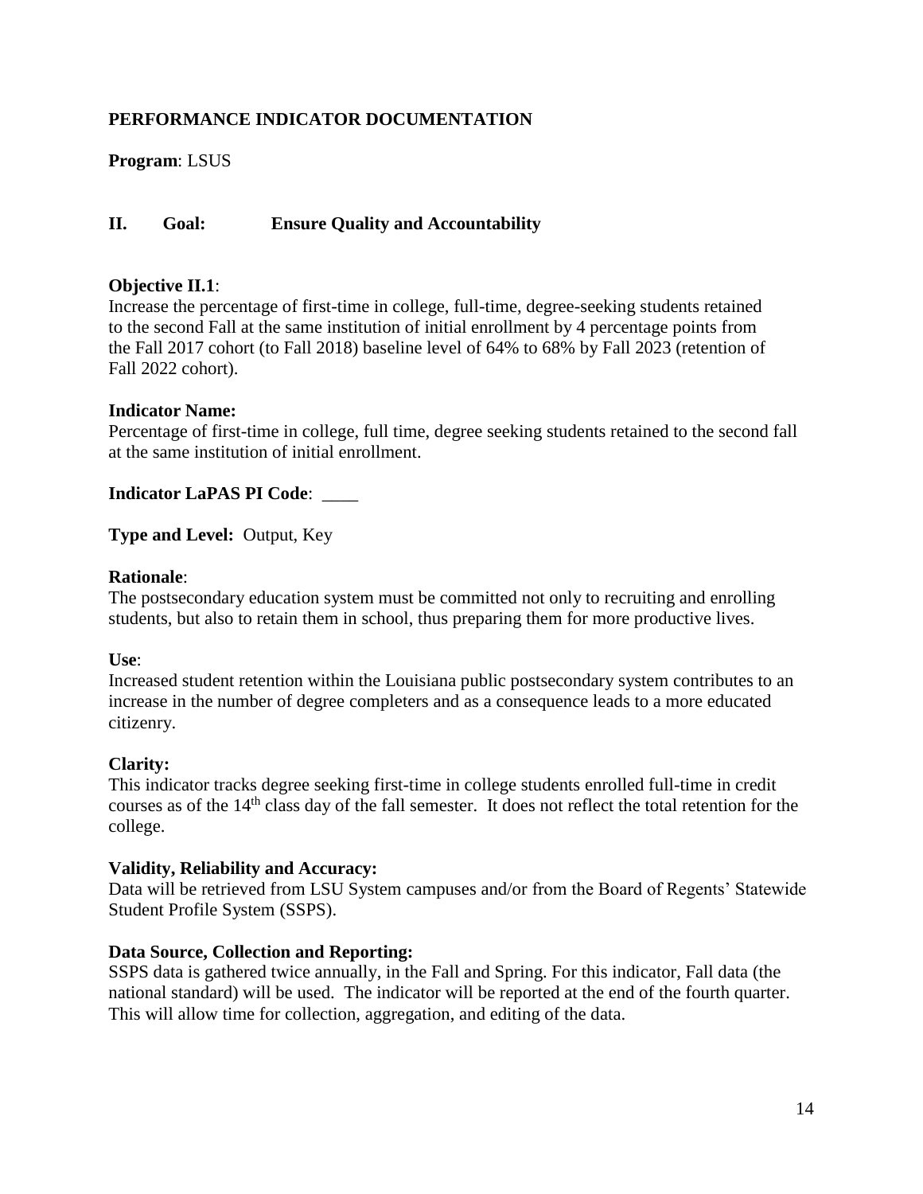**PERFORMANCE INDICATOR DOCUMENTATION**

**Program**: LSUS

**II. Goal: Ensure Quality and Accountability**

**Objective II.1**:
Increase the percentage of first-time in college, full-time, degree-seeking students retained to the second Fall at the same institution of initial enrollment by 4 percentage points from the Fall 2017 cohort (to Fall 2018) baseline level of 64% to 68% by Fall 2023 (retention of Fall 2022 cohort).

**Indicator Name:**
Percentage of first-time in college, full time, degree seeking students retained to the second fall at the same institution of initial enrollment.

**Indicator LaPAS PI Code**: ____

**Type and Level:** Output, Key

**Rationale**:
The postsecondary education system must be committed not only to recruiting and enrolling students, but also to retain them in school, thus preparing them for more productive lives.

**Use**:
Increased student retention within the Louisiana public postsecondary system contributes to an increase in the number of degree completers and as a consequence leads to a more educated citizenry.

**Clarity:**
This indicator tracks degree seeking first-time in college students enrolled full-time in credit courses as of the 14th class day of the fall semester. It does not reflect the total retention for the college.

**Validity, Reliability and Accuracy:**
Data will be retrieved from LSU System campuses and/or from the Board of Regents' Statewide Student Profile System (SSPS).

**Data Source, Collection and Reporting:**
SSPS data is gathered twice annually, in the Fall and Spring. For this indicator, Fall data (the national standard) will be used. The indicator will be reported at the end of the fourth quarter. This will allow time for collection, aggregation, and editing of the data.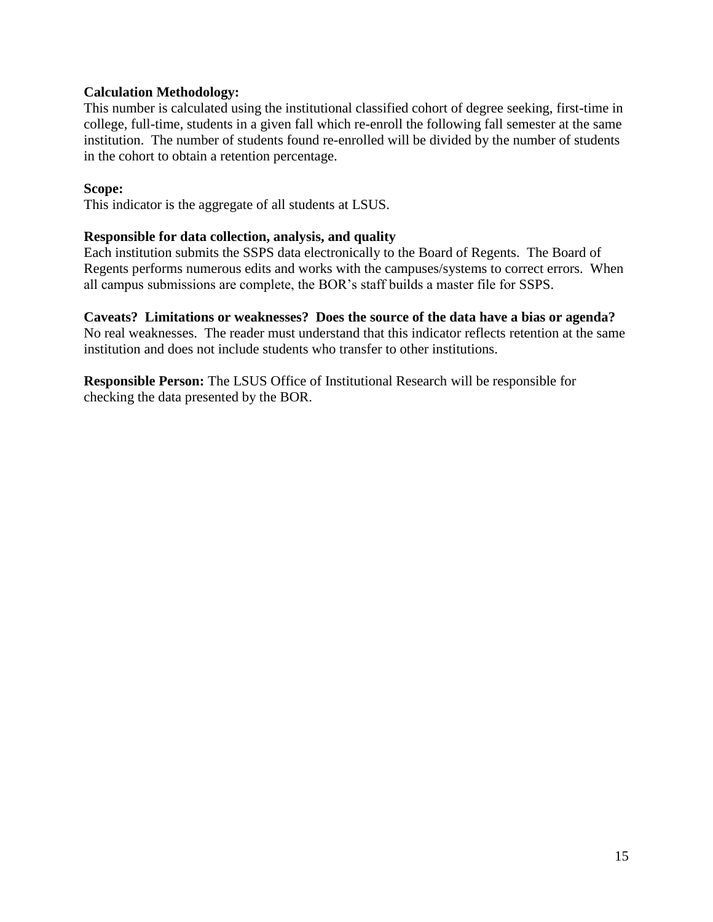**Calculation Methodology:**
This number is calculated using the institutional classified cohort of degree seeking, first-time in college, full-time, students in a given fall which re-enroll the following fall semester at the same institution. The number of students found re-enrolled will be divided by the number of students in the cohort to obtain a retention percentage.

**Scope:**
This indicator is the aggregate of all students at LSUS.

**Responsible for data collection, analysis, and quality**
Each institution submits the SSPS data electronically to the Board of Regents. The Board of Regents performs numerous edits and works with the campuses/systems to correct errors. When all campus submissions are complete, the BOR's staff builds a master file for SSPS.

**Caveats? Limitations or weaknesses? Does the source of the data have a bias or agenda?**
No real weaknesses. The reader must understand that this indicator reflects retention at the same institution and does not include students who transfer to other institutions.

**Responsible Person:** The LSUS Office of Institutional Research will be responsible for checking the data presented by the BOR.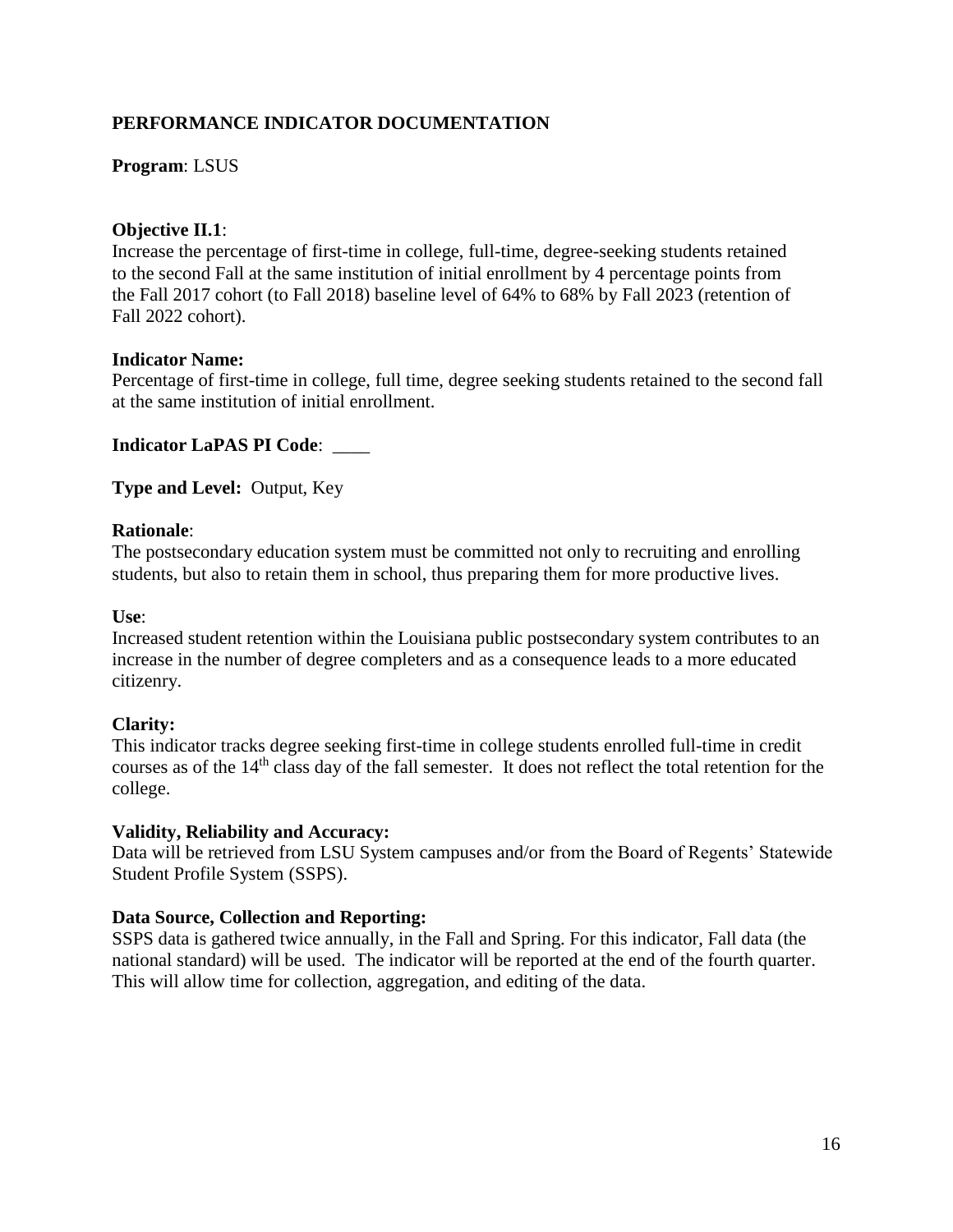## PERFORMANCE INDICATOR DOCUMENTATION

**Program**: LSUS

**Objective II.1**:
Increase the percentage of first-time in college, full-time, degree-seeking students retained to the second Fall at the same institution of initial enrollment by 4 percentage points from the Fall 2017 cohort (to Fall 2018) baseline level of 64% to 68% by Fall 2023 (retention of Fall 2022 cohort).

**Indicator Name:**
Percentage of first-time in college, full time, degree seeking students retained to the second fall at the same institution of initial enrollment.

**Indicator LaPAS PI Code**: ____

**Type and Level:** Output, Key

**Rationale**:
The postsecondary education system must be committed not only to recruiting and enrolling students, but also to retain them in school, thus preparing them for more productive lives.

**Use**:
Increased student retention within the Louisiana public postsecondary system contributes to an increase in the number of degree completers and as a consequence leads to a more educated citizenry.

**Clarity:**
This indicator tracks degree seeking first-time in college students enrolled full-time in credit courses as of the 14th class day of the fall semester. It does not reflect the total retention for the college.

**Validity, Reliability and Accuracy:**
Data will be retrieved from LSU System campuses and/or from the Board of Regents' Statewide Student Profile System (SSPS).

**Data Source, Collection and Reporting:**
SSPS data is gathered twice annually, in the Fall and Spring. For this indicator, Fall data (the national standard) will be used. The indicator will be reported at the end of the fourth quarter. This will allow time for collection, aggregation, and editing of the data.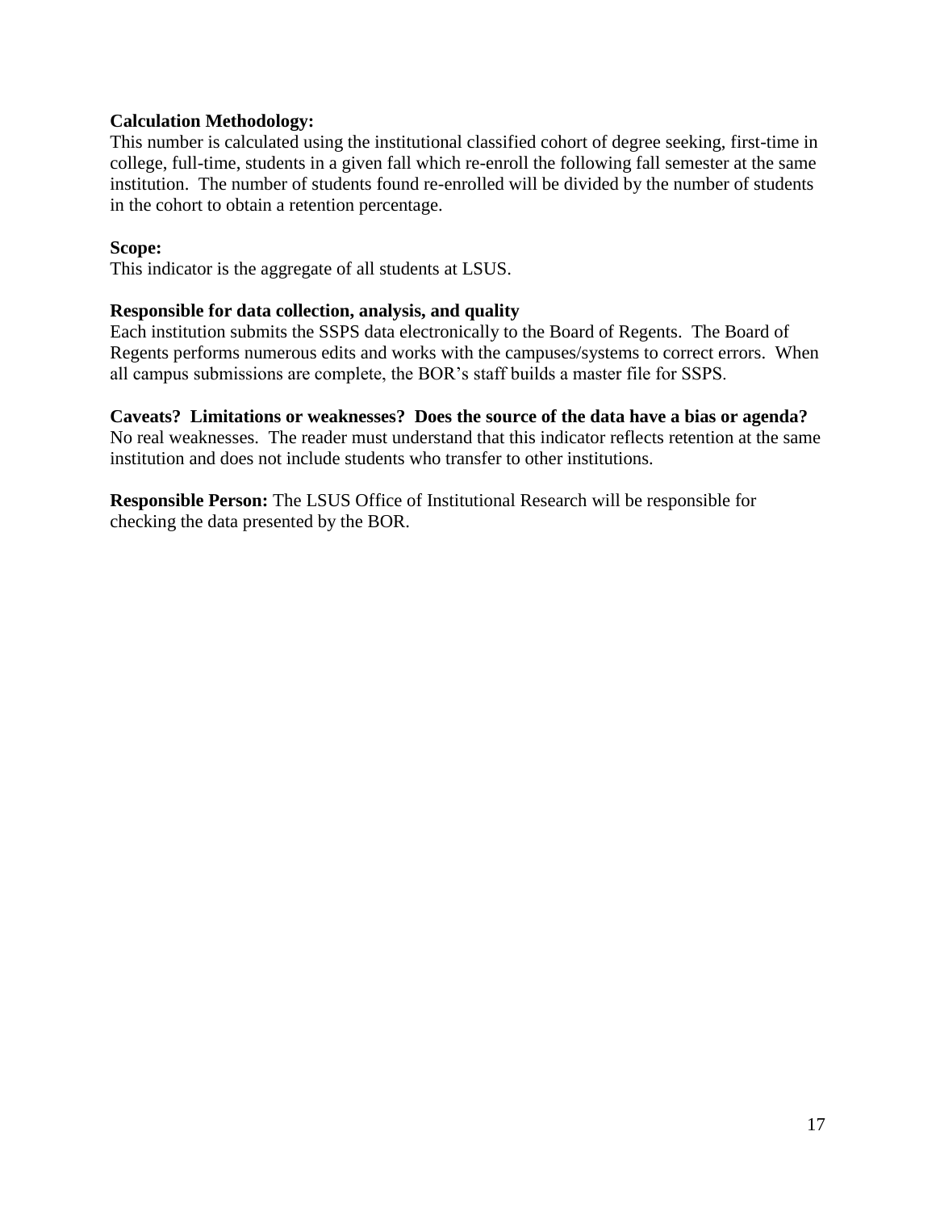**Calculation Methodology:**
This number is calculated using the institutional classified cohort of degree seeking, first-time in college, full-time, students in a given fall which re-enroll the following fall semester at the same institution. The number of students found re-enrolled will be divided by the number of students in the cohort to obtain a retention percentage.

**Scope:**
This indicator is the aggregate of all students at LSUS.

**Responsible for data collection, analysis, and quality**
Each institution submits the SSPS data electronically to the Board of Regents. The Board of Regents performs numerous edits and works with the campuses/systems to correct errors. When all campus submissions are complete, the BOR's staff builds a master file for SSPS.

**Caveats? Limitations or weaknesses? Does the source of the data have a bias or agenda?**
No real weaknesses. The reader must understand that this indicator reflects retention at the same institution and does not include students who transfer to other institutions.

**Responsible Person:** The LSUS Office of Institutional Research will be responsible for checking the data presented by the BOR.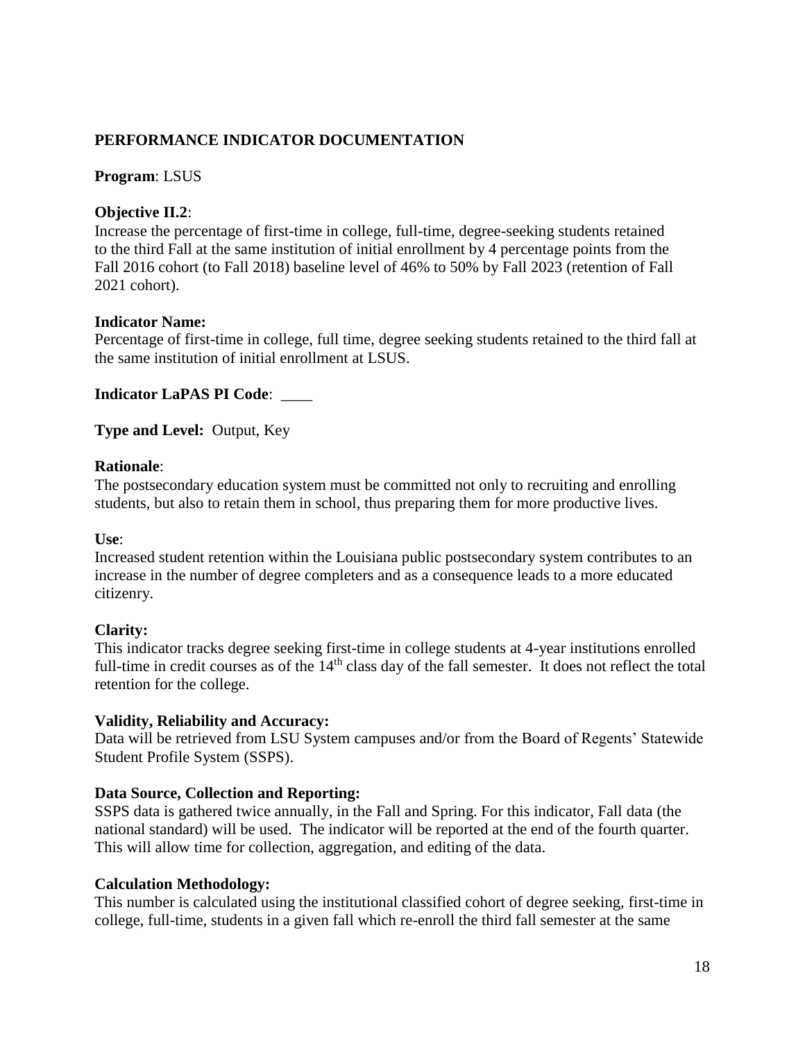**PERFORMANCE INDICATOR DOCUMENTATION**

**Program**: LSUS

**Objective II.2**:
Increase the percentage of first-time in college, full-time, degree-seeking students retained to the third Fall at the same institution of initial enrollment by 4 percentage points from the Fall 2016 cohort (to Fall 2018) baseline level of 46% to 50% by Fall 2023 (retention of Fall 2021 cohort).

**Indicator Name:**
Percentage of first-time in college, full time, degree seeking students retained to the third fall at the same institution of initial enrollment at LSUS.

**Indicator LaPAS PI Code**: ____

**Type and Level:** Output, Key

**Rationale**:
The postsecondary education system must be committed not only to recruiting and enrolling students, but also to retain them in school, thus preparing them for more productive lives.

**Use**:
Increased student retention within the Louisiana public postsecondary system contributes to an increase in the number of degree completers and as a consequence leads to a more educated citizenry.

**Clarity:**
This indicator tracks degree seeking first-time in college students at 4-year institutions enrolled full-time in credit courses as of the 14th class day of the fall semester. It does not reflect the total retention for the college.

**Validity, Reliability and Accuracy:**
Data will be retrieved from LSU System campuses and/or from the Board of Regents' Statewide Student Profile System (SSPS).

**Data Source, Collection and Reporting:**
SSPS data is gathered twice annually, in the Fall and Spring. For this indicator, Fall data (the national standard) will be used. The indicator will be reported at the end of the fourth quarter. This will allow time for collection, aggregation, and editing of the data.

**Calculation Methodology:**
This number is calculated using the institutional classified cohort of degree seeking, first-time in college, full-time, students in a given fall which re-enroll the third fall semester at the same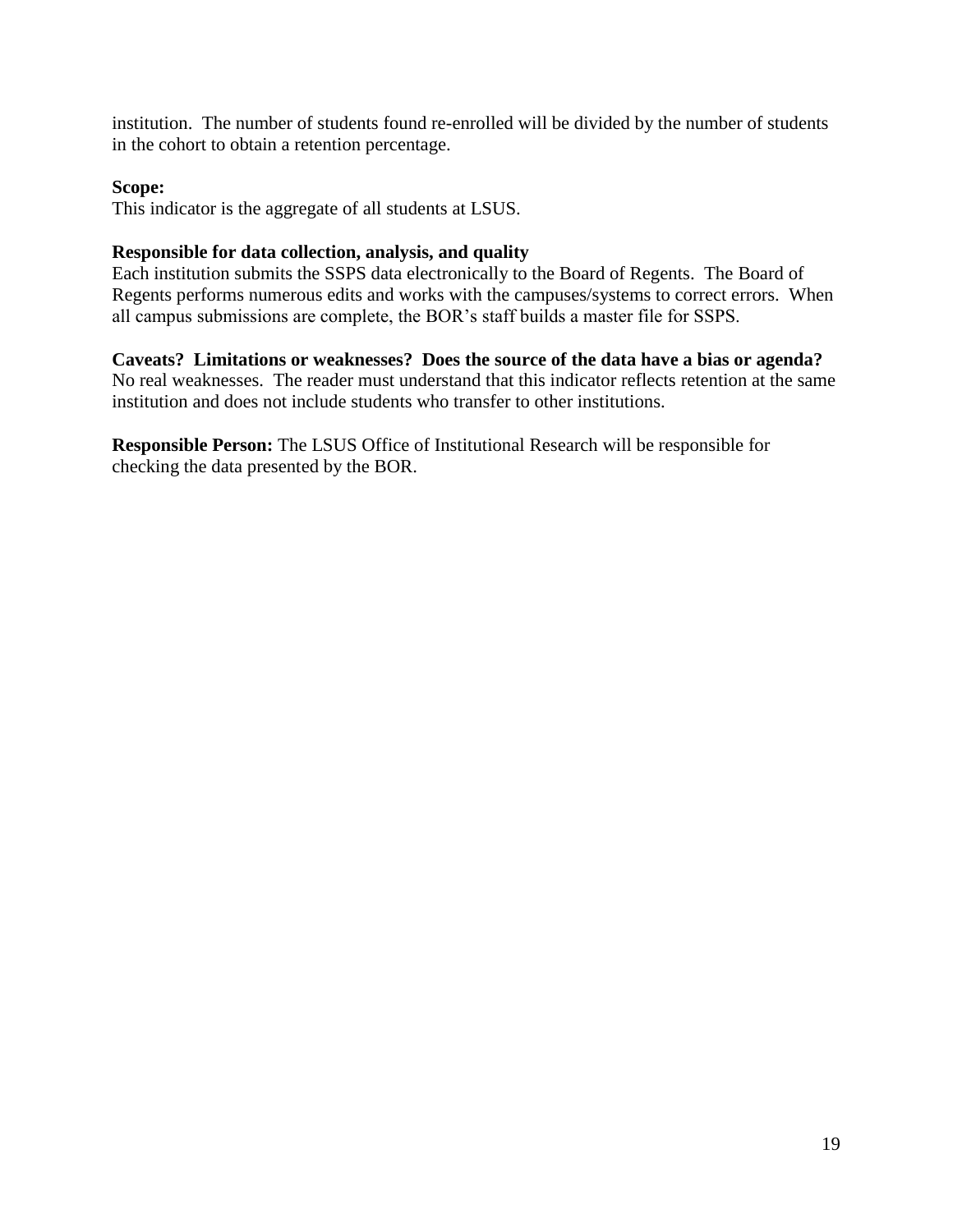institution. The number of students found re-enrolled will be divided by the number of students in the cohort to obtain a retention percentage.

**Scope:**
This indicator is the aggregate of all students at LSUS.

**Responsible for data collection, analysis, and quality**
Each institution submits the SSPS data electronically to the Board of Regents. The Board of Regents performs numerous edits and works with the campuses/systems to correct errors. When all campus submissions are complete, the BOR's staff builds a master file for SSPS.

**Caveats? Limitations or weaknesses? Does the source of the data have a bias or agenda?**
No real weaknesses. The reader must understand that this indicator reflects retention at the same institution and does not include students who transfer to other institutions.

**Responsible Person:** The LSUS Office of Institutional Research will be responsible for checking the data presented by the BOR.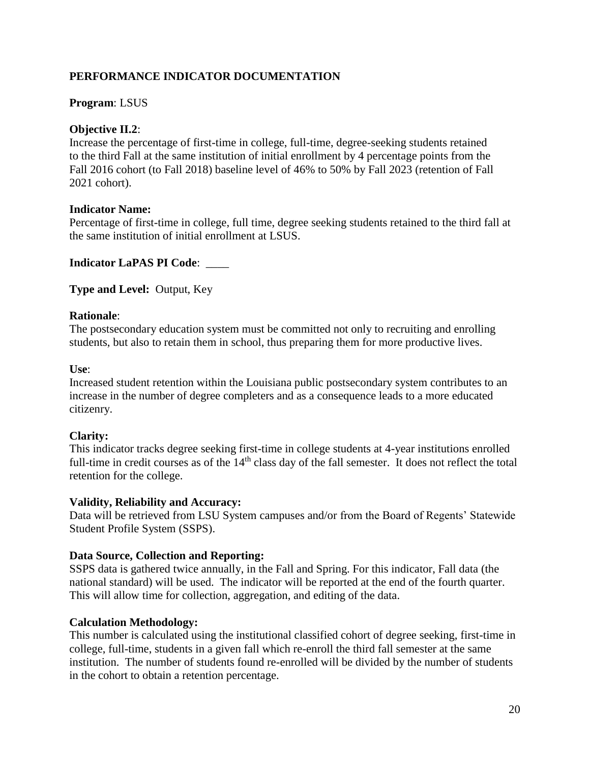**PERFORMANCE INDICATOR DOCUMENTATION**

**Program**: LSUS

**Objective II.2**:
Increase the percentage of first-time in college, full-time, degree-seeking students retained to the third Fall at the same institution of initial enrollment by 4 percentage points from the Fall 2016 cohort (to Fall 2018) baseline level of 46% to 50% by Fall 2023 (retention of Fall 2021 cohort).

**Indicator Name:**
Percentage of first-time in college, full time, degree seeking students retained to the third fall at the same institution of initial enrollment at LSUS.

**Indicator LaPAS PI Code**: ____

**Type and Level:** Output, Key

**Rationale**:
The postsecondary education system must be committed not only to recruiting and enrolling students, but also to retain them in school, thus preparing them for more productive lives.

**Use**:
Increased student retention within the Louisiana public postsecondary system contributes to an increase in the number of degree completers and as a consequence leads to a more educated citizenry.

**Clarity:**
This indicator tracks degree seeking first-time in college students at 4-year institutions enrolled full-time in credit courses as of the 14th class day of the fall semester. It does not reflect the total retention for the college.

**Validity, Reliability and Accuracy:**
Data will be retrieved from LSU System campuses and/or from the Board of Regents' Statewide Student Profile System (SSPS).

**Data Source, Collection and Reporting:**
SSPS data is gathered twice annually, in the Fall and Spring. For this indicator, Fall data (the national standard) will be used. The indicator will be reported at the end of the fourth quarter. This will allow time for collection, aggregation, and editing of the data.

**Calculation Methodology:**
This number is calculated using the institutional classified cohort of degree seeking, first-time in college, full-time, students in a given fall which re-enroll the third fall semester at the same institution. The number of students found re-enrolled will be divided by the number of students in the cohort to obtain a retention percentage.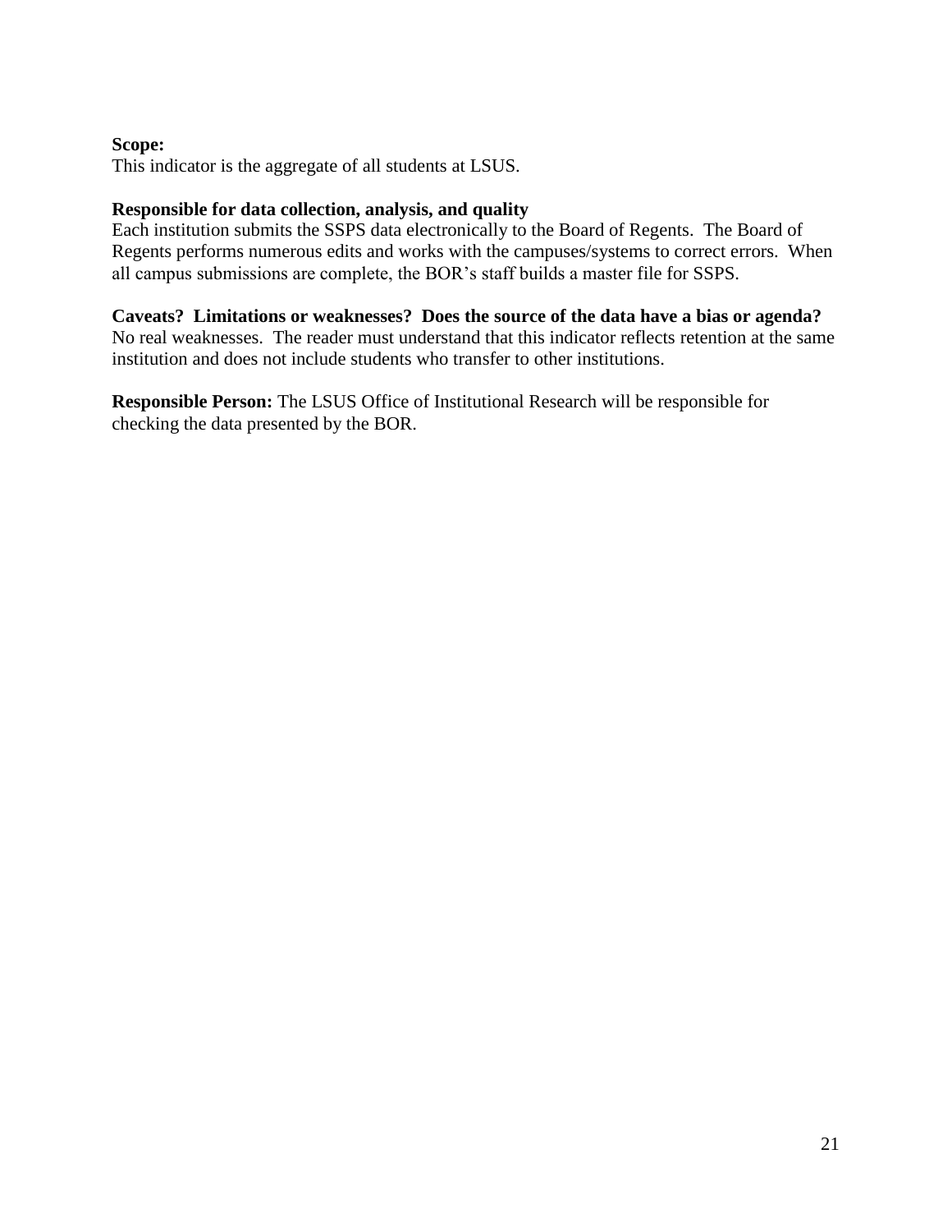**Scope:**
This indicator is the aggregate of all students at LSUS.

**Responsible for data collection, analysis, and quality**
Each institution submits the SSPS data electronically to the Board of Regents. The Board of Regents performs numerous edits and works with the campuses/systems to correct errors. When all campus submissions are complete, the BOR's staff builds a master file for SSPS.

**Caveats? Limitations or weaknesses? Does the source of the data have a bias or agenda?**
No real weaknesses. The reader must understand that this indicator reflects retention at the same institution and does not include students who transfer to other institutions.

**Responsible Person:** The LSUS Office of Institutional Research will be responsible for checking the data presented by the BOR.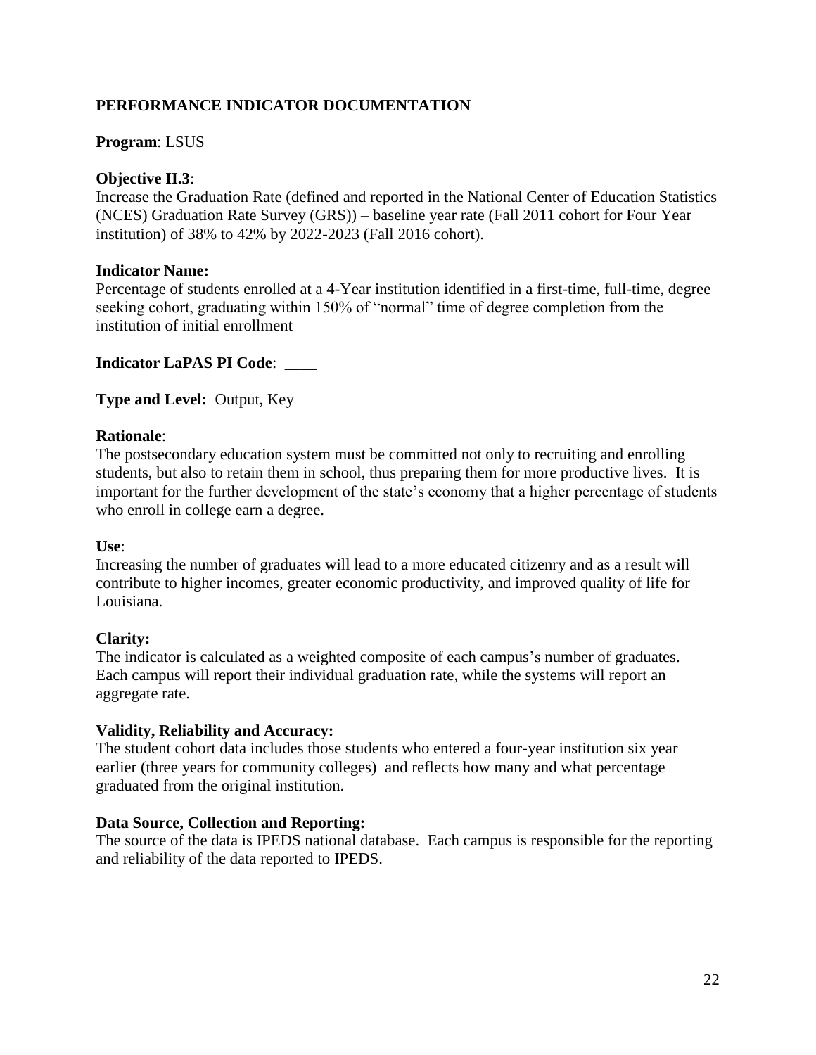## PERFORMANCE INDICATOR DOCUMENTATION

**Program**: LSUS

**Objective II.3**:
Increase the Graduation Rate (defined and reported in the National Center of Education Statistics (NCES) Graduation Rate Survey (GRS)) – baseline year rate (Fall 2011 cohort for Four Year institution) of 38% to 42% by 2022-2023 (Fall 2016 cohort).

**Indicator Name:**
Percentage of students enrolled at a 4-Year institution identified in a first-time, full-time, degree seeking cohort, graduating within 150% of "normal" time of degree completion from the institution of initial enrollment

**Indicator LaPAS PI Code**: ____

**Type and Level:** Output, Key

**Rationale**:
The postsecondary education system must be committed not only to recruiting and enrolling students, but also to retain them in school, thus preparing them for more productive lives. It is important for the further development of the state's economy that a higher percentage of students who enroll in college earn a degree.

**Use**:
Increasing the number of graduates will lead to a more educated citizenry and as a result will contribute to higher incomes, greater economic productivity, and improved quality of life for Louisiana.

**Clarity:**
The indicator is calculated as a weighted composite of each campus's number of graduates. Each campus will report their individual graduation rate, while the systems will report an aggregate rate.

**Validity, Reliability and Accuracy:**
The student cohort data includes those students who entered a four-year institution six year earlier (three years for community colleges) and reflects how many and what percentage graduated from the original institution.

**Data Source, Collection and Reporting:**
The source of the data is IPEDS national database. Each campus is responsible for the reporting and reliability of the data reported to IPEDS.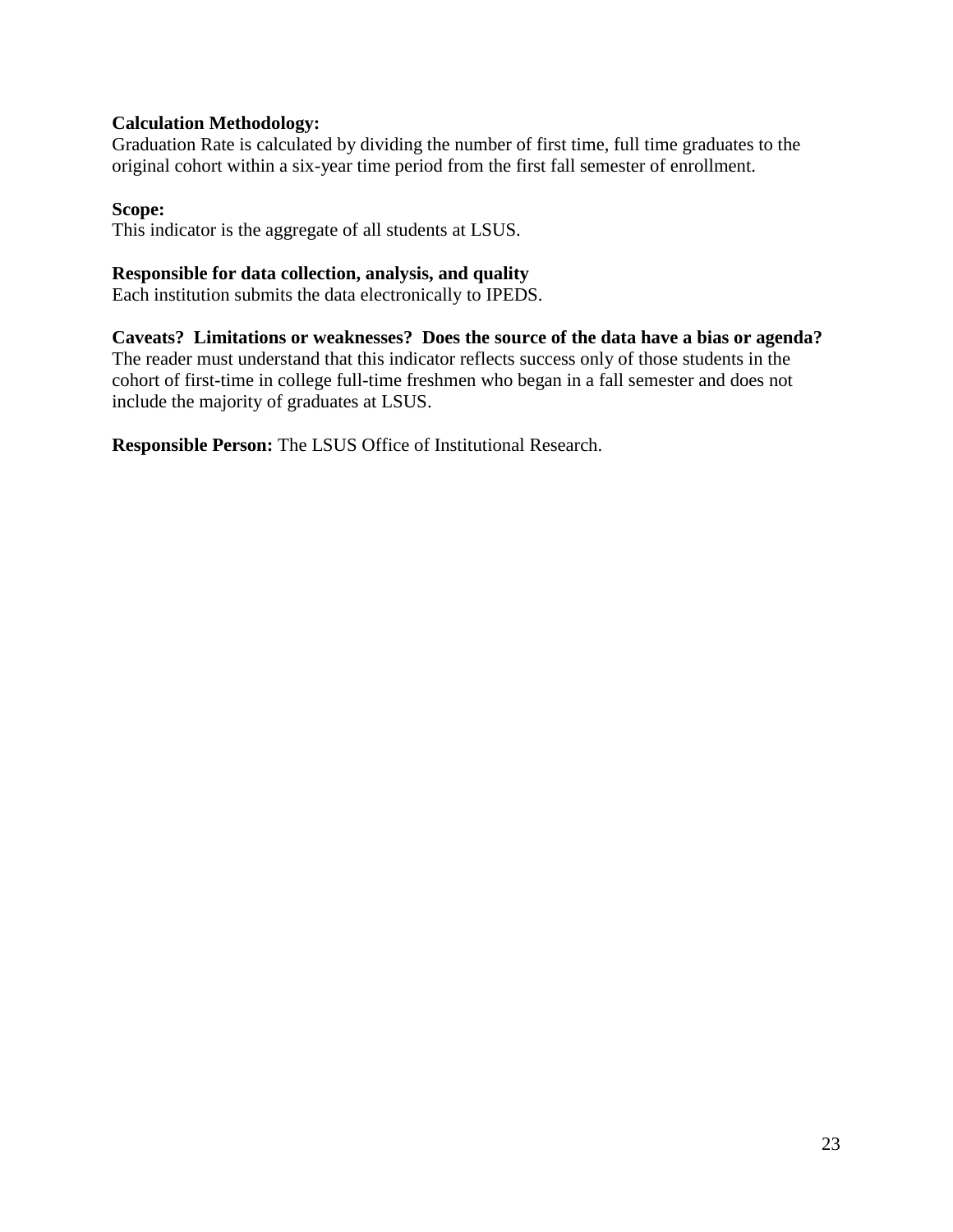**Calculation Methodology:**
Graduation Rate is calculated by dividing the number of first time, full time graduates to the original cohort within a six-year time period from the first fall semester of enrollment.

**Scope:**
This indicator is the aggregate of all students at LSUS.

**Responsible for data collection, analysis, and quality**
Each institution submits the data electronically to IPEDS.

**Caveats? Limitations or weaknesses? Does the source of the data have a bias or agenda?**
The reader must understand that this indicator reflects success only of those students in the cohort of first-time in college full-time freshmen who began in a fall semester and does not include the majority of graduates at LSUS.

**Responsible Person:** The LSUS Office of Institutional Research.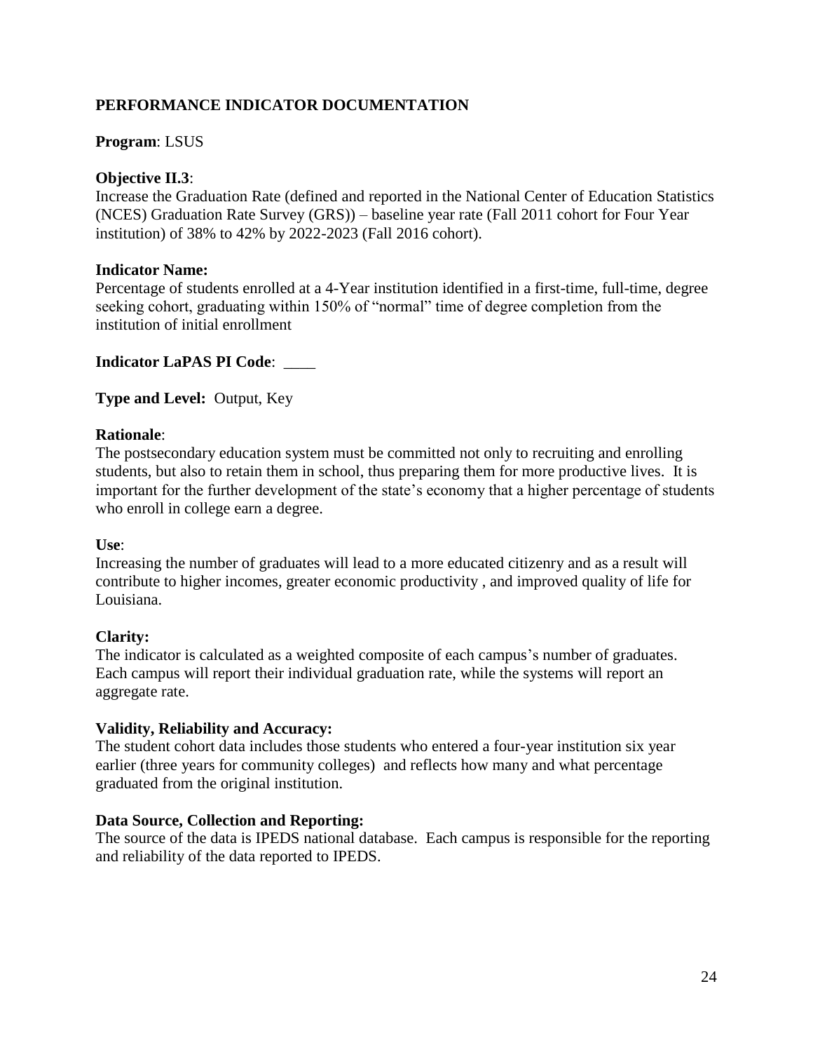## PERFORMANCE INDICATOR DOCUMENTATION

**Program**: LSUS

**Objective II.3**:
Increase the Graduation Rate (defined and reported in the National Center of Education Statistics (NCES) Graduation Rate Survey (GRS)) – baseline year rate (Fall 2011 cohort for Four Year institution) of 38% to 42% by 2022-2023 (Fall 2016 cohort).

**Indicator Name:**
Percentage of students enrolled at a 4-Year institution identified in a first-time, full-time, degree seeking cohort, graduating within 150% of "normal" time of degree completion from the institution of initial enrollment

**Indicator LaPAS PI Code**: ____

**Type and Level:** Output, Key

**Rationale**:
The postsecondary education system must be committed not only to recruiting and enrolling students, but also to retain them in school, thus preparing them for more productive lives. It is important for the further development of the state's economy that a higher percentage of students who enroll in college earn a degree.

**Use**:
Increasing the number of graduates will lead to a more educated citizenry and as a result will contribute to higher incomes, greater economic productivity , and improved quality of life for Louisiana.

**Clarity:**
The indicator is calculated as a weighted composite of each campus's number of graduates. Each campus will report their individual graduation rate, while the systems will report an aggregate rate.

**Validity, Reliability and Accuracy:**
The student cohort data includes those students who entered a four-year institution six year earlier (three years for community colleges) and reflects how many and what percentage graduated from the original institution.

**Data Source, Collection and Reporting:**
The source of the data is IPEDS national database. Each campus is responsible for the reporting and reliability of the data reported to IPEDS.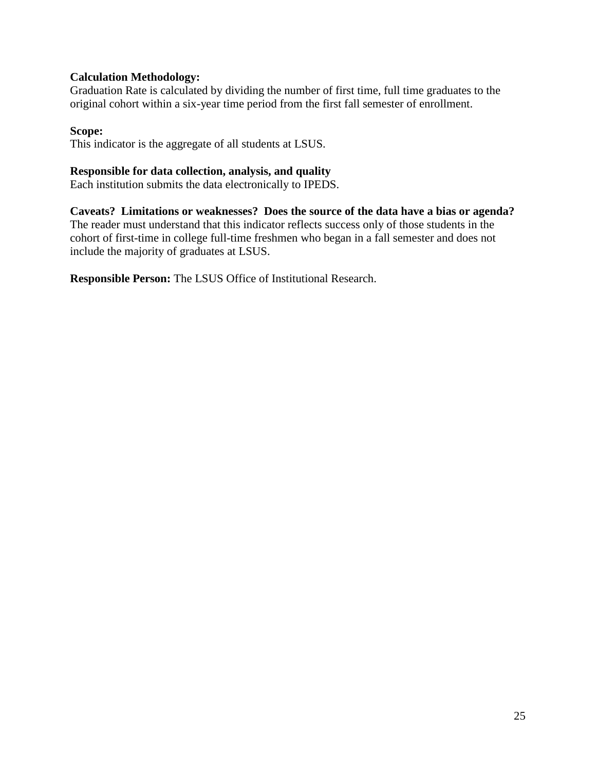**Calculation Methodology:**
Graduation Rate is calculated by dividing the number of first time, full time graduates to the original cohort within a six-year time period from the first fall semester of enrollment.

**Scope:**
This indicator is the aggregate of all students at LSUS.

**Responsible for data collection, analysis, and quality**
Each institution submits the data electronically to IPEDS.

**Caveats? Limitations or weaknesses? Does the source of the data have a bias or agenda?**
The reader must understand that this indicator reflects success only of those students in the cohort of first-time in college full-time freshmen who began in a fall semester and does not include the majority of graduates at LSUS.

**Responsible Person:** The LSUS Office of Institutional Research.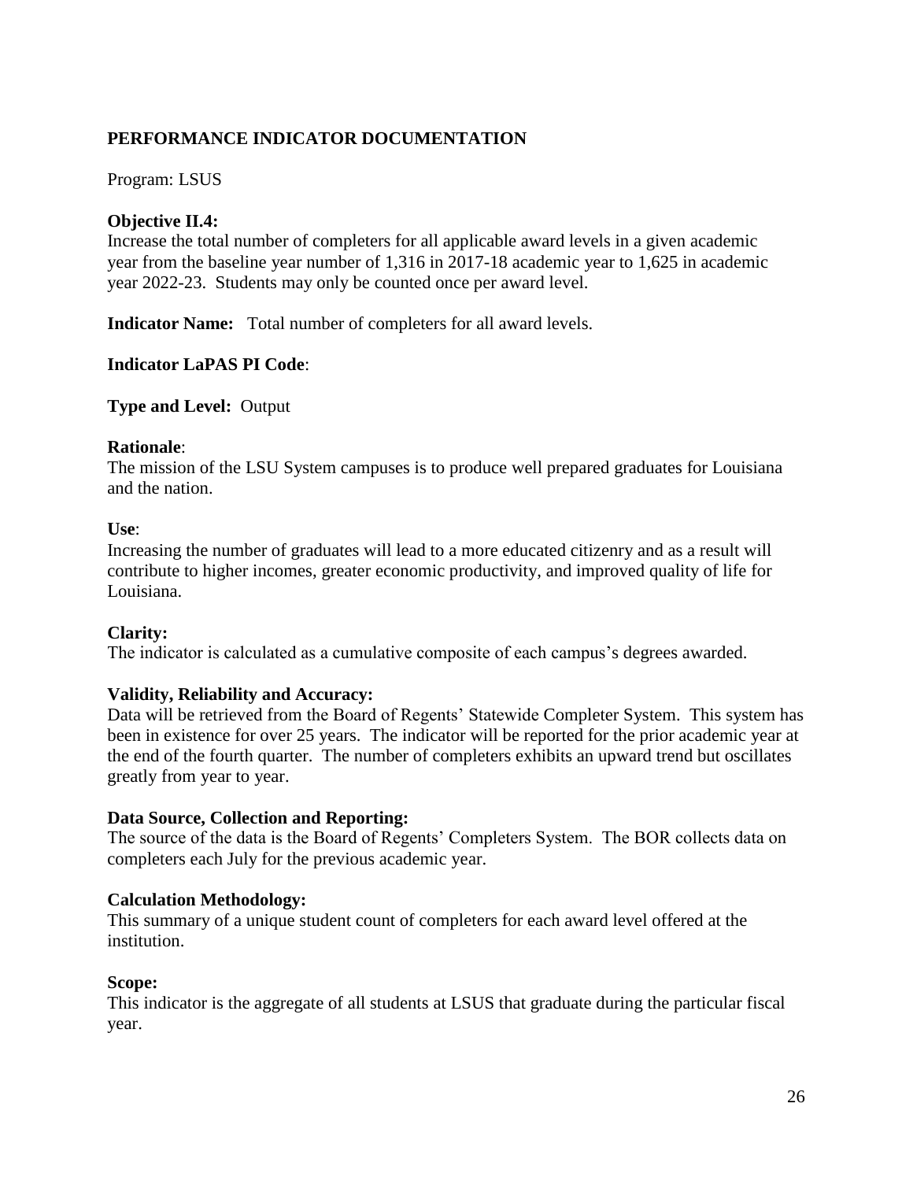## PERFORMANCE INDICATOR DOCUMENTATION

Program: LSUS

**Objective II.4:**
Increase the total number of completers for all applicable award levels in a given academic year from the baseline year number of 1,316 in 2017-18 academic year to 1,625 in academic year 2022-23. Students may only be counted once per award level.

**Indicator Name:** Total number of completers for all award levels.

**Indicator LaPAS PI Code**:

**Type and Level:** Output

**Rationale**:
The mission of the LSU System campuses is to produce well prepared graduates for Louisiana and the nation.

**Use**:
Increasing the number of graduates will lead to a more educated citizenry and as a result will contribute to higher incomes, greater economic productivity, and improved quality of life for Louisiana.

**Clarity:**
The indicator is calculated as a cumulative composite of each campus's degrees awarded.

**Validity, Reliability and Accuracy:**
Data will be retrieved from the Board of Regents' Statewide Completer System. This system has been in existence for over 25 years. The indicator will be reported for the prior academic year at the end of the fourth quarter. The number of completers exhibits an upward trend but oscillates greatly from year to year.

**Data Source, Collection and Reporting:**
The source of the data is the Board of Regents' Completers System. The BOR collects data on completers each July for the previous academic year.

**Calculation Methodology:**
This summary of a unique student count of completers for each award level offered at the institution.

**Scope:**
This indicator is the aggregate of all students at LSUS that graduate during the particular fiscal year.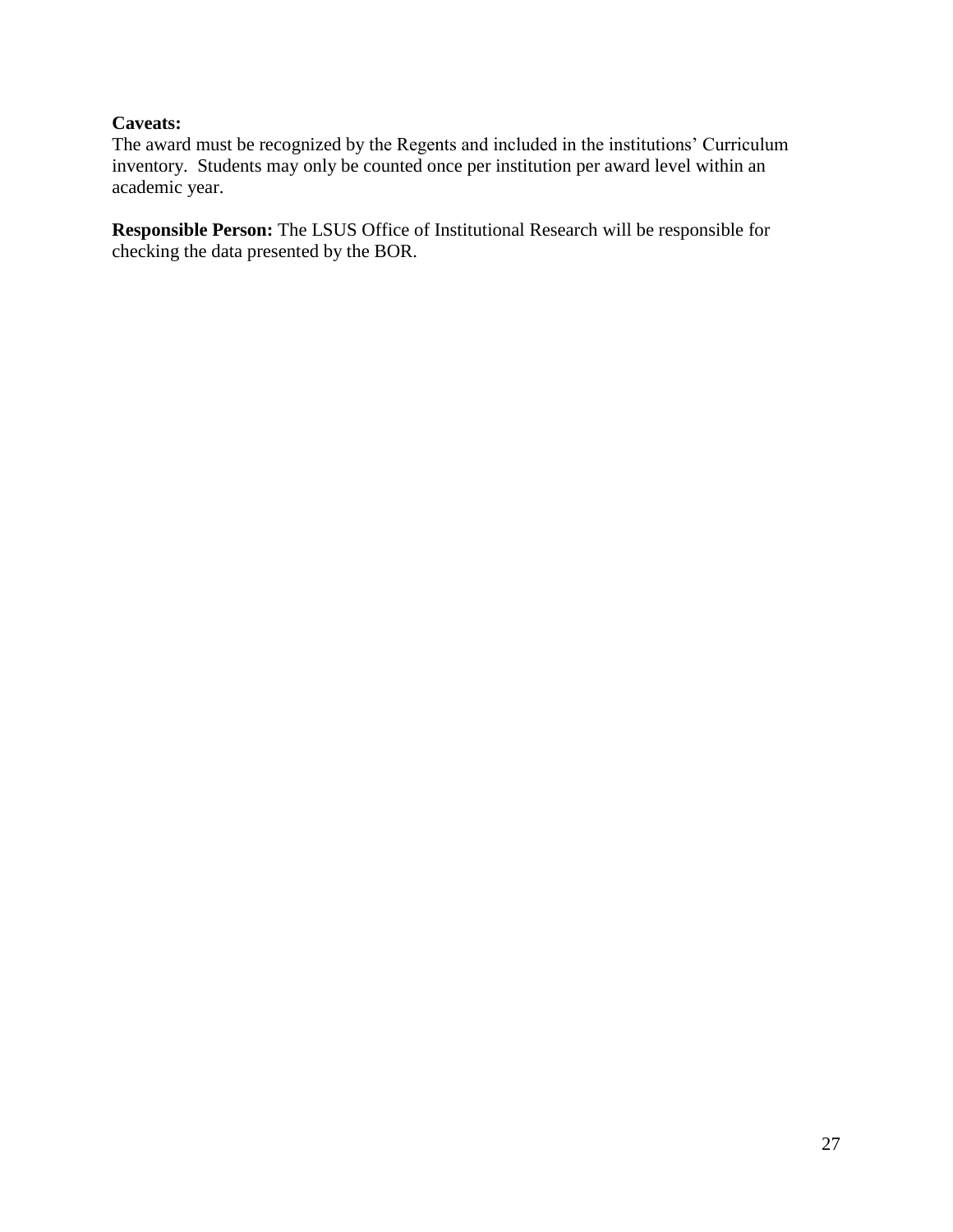**Caveats:**
The award must be recognized by the Regents and included in the institutions' Curriculum inventory. Students may only be counted once per institution per award level within an academic year.

**Responsible Person:** The LSUS Office of Institutional Research will be responsible for checking the data presented by the BOR.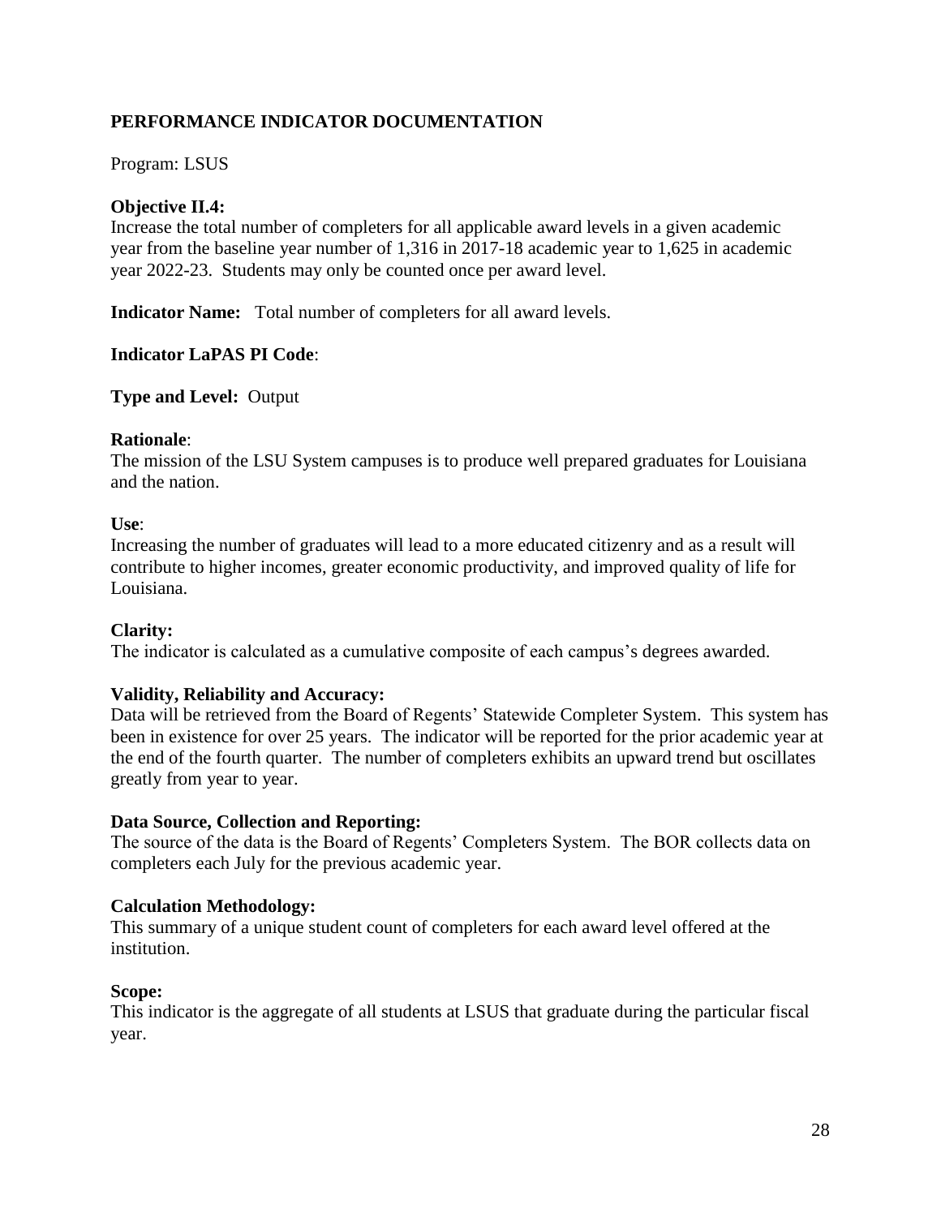## PERFORMANCE INDICATOR DOCUMENTATION

Program: LSUS

**Objective II.4:**
Increase the total number of completers for all applicable award levels in a given academic year from the baseline year number of 1,316 in 2017-18 academic year to 1,625 in academic year 2022-23. Students may only be counted once per award level.

**Indicator Name:** Total number of completers for all award levels.

**Indicator LaPAS PI Code**:

**Type and Level:** Output

**Rationale**:
The mission of the LSU System campuses is to produce well prepared graduates for Louisiana and the nation.

**Use**:
Increasing the number of graduates will lead to a more educated citizenry and as a result will contribute to higher incomes, greater economic productivity, and improved quality of life for Louisiana.

**Clarity:**
The indicator is calculated as a cumulative composite of each campus's degrees awarded.

**Validity, Reliability and Accuracy:**
Data will be retrieved from the Board of Regents' Statewide Completer System. This system has been in existence for over 25 years. The indicator will be reported for the prior academic year at the end of the fourth quarter. The number of completers exhibits an upward trend but oscillates greatly from year to year.

**Data Source, Collection and Reporting:**
The source of the data is the Board of Regents' Completers System. The BOR collects data on completers each July for the previous academic year.

**Calculation Methodology:**
This summary of a unique student count of completers for each award level offered at the institution.

**Scope:**
This indicator is the aggregate of all students at LSUS that graduate during the particular fiscal year.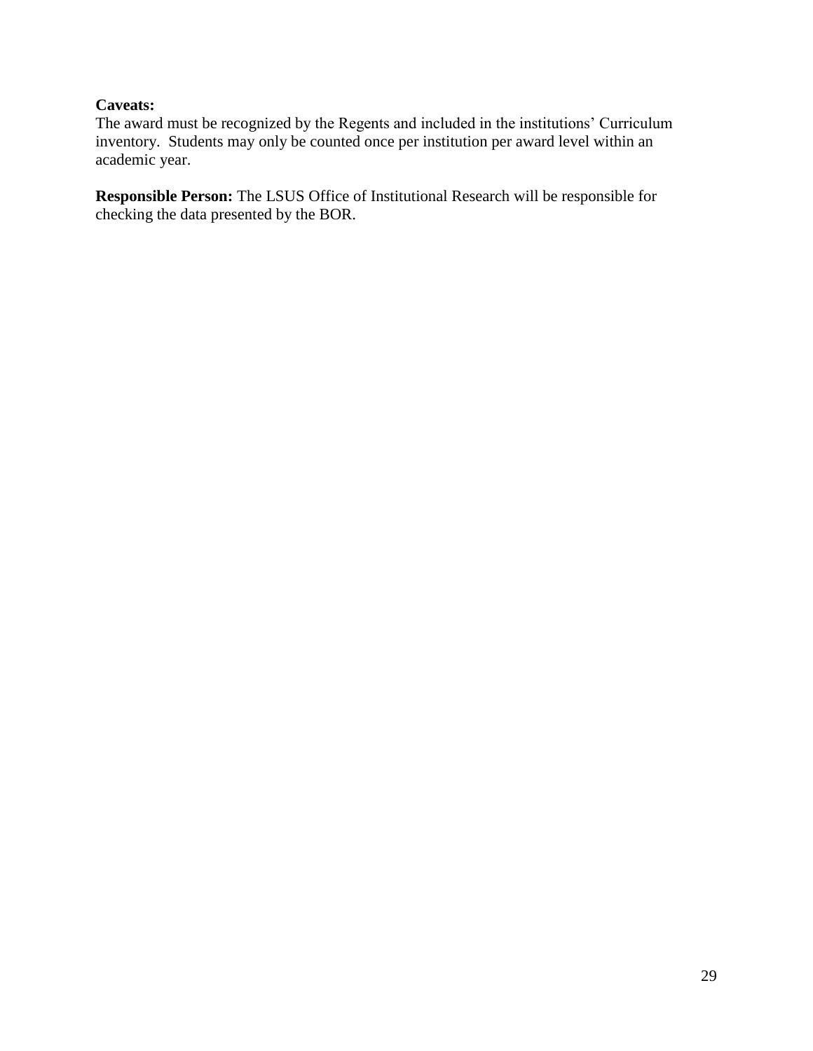**Caveats:**
The award must be recognized by the Regents and included in the institutions' Curriculum inventory. Students may only be counted once per institution per award level within an academic year.

**Responsible Person:** The LSUS Office of Institutional Research will be responsible for checking the data presented by the BOR.